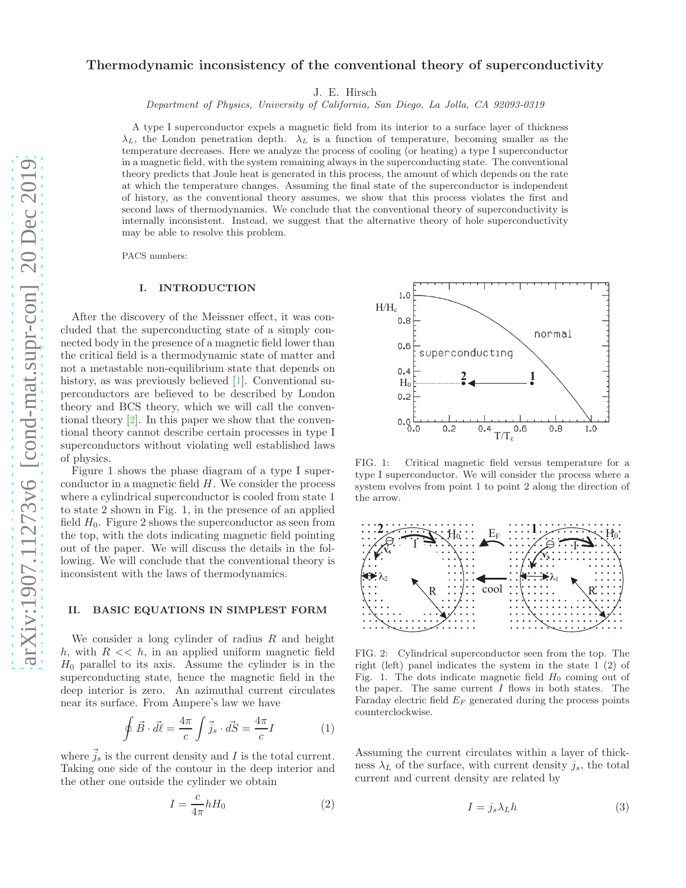# Thermodynamic inconsistency of the conventional theory of superconductivity

J. E. Hirsch

*Department of Physics, University of California, San Diego, La Jolla, CA 92093-0319*

A type I superconductor expels a magnetic field from its interior to a surface layer of thickness $\lambda_L$, the London penetration depth. $\lambda_L$ is a function of temperature, becoming smaller as the temperature decreases. Here we analyze the process of cooling (or heating) a type I superconductor in a magnetic field, with the system remaining always in the superconducting state. The conventional theory predicts that Joule heat is generated in this process, the amount of which depends on the rate at which the temperature changes. Assuming the final state of the superconductor is independent of history, as the conventional theory assumes, we show that this process violates the first and second laws of thermodynamics. We conclude that the conventional theory of superconductivity is internally inconsistent. Instead, we suggest that the alternative theory of hole superconductivity may be able to resolve this problem.

PACS numbers:

## I. INTRODUCTION

After the discovery of the Meissner effect, it was concluded that the superconducting state of a simply connected body in the presence of a magnetic field lower than the critical field is a thermodynamic state of matter and not a metastable non-equilibrium state that depends on history, as was previously believed [1]. Conventional superconductors are believed to be described by London theory and BCS theory, which we will call the conventional theory [2]. In this paper we show that the conventional theory cannot describe certain processes in type I superconductors without violating well established laws of physics.

Figure 1 shows the phase diagram of a type I superconductor in a magnetic field $H$. We consider the process where a cylindrical superconductor is cooled from state 1 to state 2 shown in Fig. 1, in the presence of an applied field $H_0$. Figure 2 shows the superconductor as seen from the top, with the dots indicating magnetic field pointing out of the paper. We will discuss the details in the following. We will conclude that the conventional theory is inconsistent with the laws of thermodynamics.

H/H$_c$
1.0
0.8
0.6
0.4
H$_0$
0.2
0.0
normal
superconducting
2
1
0.0 0.2 0.4 0.6 0.8 1.0
T/T$_c$

FIG. 1: Critical magnetic field versus temperature for a type I superconductor. We will consider the process where a system evolves from point 1 to point 2 along the direction of the arrow.

2
H$_0$
I
v$_s$
$\lambda_2$
R
E$_F$
cool
1
H$_0$
I
v$_s$
$\lambda_1$
R

FIG. 2: Cylindrical superconductor seen from the top. The right (left) panel indicates the system in the state 1 (2) of Fig. 1. The dots indicate magnetic field $H_0$ coming out of the paper. The same current $I$ flows in both states. The Faraday electric field $E_F$ generated during the process points counterclockwise.

## II. BASIC EQUATIONS IN SIMPLEST FORM

We consider a long cylinder of radius $R$ and height $h$, with $R << h$, in an applied uniform magnetic field $H_0$ parallel to its axis. Assume the cylinder is in the superconducting state, hence the magnetic field in the deep interior is zero. An azimuthal current circulates near its surface. From Ampere's law we have

$$\oint \vec{B} \cdot d\vec{\ell} = \frac{4\pi}{c} \int \vec{j}_s \cdot d\vec{S} = \frac{4\pi}{c} I \tag{1}$$

where $\vec{j}_s$ is the current density and $I$ is the total current. Taking one side of the contour in the deep interior and the other one outside the cylinder we obtain

$$I = \frac{c}{4\pi} h H_0 \tag{2}$$

Assuming the current circulates within a layer of thickness $\lambda_L$ of the surface, with current density $j_s$, the total current and current density are related by

$$I = j_s \lambda_L h \tag{3}$$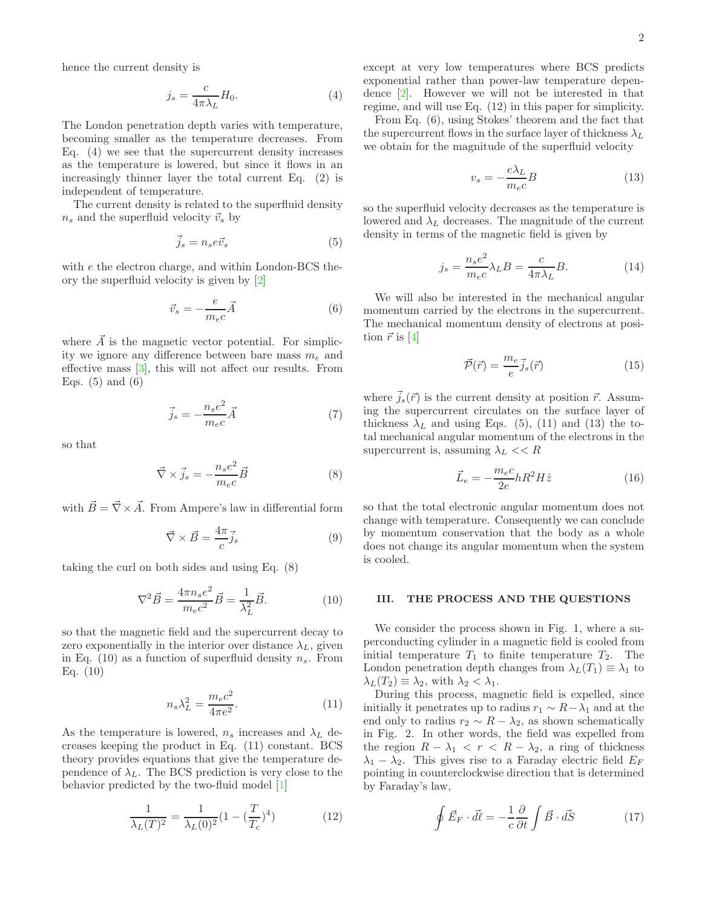hence the current density is

$$j_s = \frac{c}{4\pi\lambda_L} H_0. \tag{4}$$

The London penetration depth varies with temperature, becoming smaller as the temperature decreases. From Eq. (4) we see that the supercurrent density increases as the temperature is lowered, but since it flows in an increasingly thinner layer the total current Eq. (2) is independent of temperature.

The current density is related to the superfluid density $n_s$ and the superfluid velocity $\vec{v}_s$ by

$$\vec{j}_s = n_s e \vec{v}_s \tag{5}$$

with $e$ the electron charge, and within London-BCS theory the superfluid velocity is given by [2]

$$\vec{v}_s = -\frac{e}{m_e c}\vec{A} \tag{6}$$

where $\vec{A}$ is the magnetic vector potential. For simplicity we ignore any difference between bare mass $m_e$ and effective mass [3], this will not affect our results. From Eqs. (5) and (6)

$$\vec{j}_s = -\frac{n_s e^2}{m_e c}\vec{A} \tag{7}$$

so that

$$\vec{\nabla} \times \vec{j}_s = -\frac{n_s e^2}{m_e c}\vec{B} \tag{8}$$

with $\vec{B} = \vec{\nabla} \times \vec{A}$. From Ampere's law in differential form

$$\vec{\nabla} \times \vec{B} = \frac{4\pi}{c}\vec{j}_s \tag{9}$$

taking the curl on both sides and using Eq. (8)

$$\nabla^2 \vec{B} = \frac{4\pi n_s e^2}{m_e c^2}\vec{B} = \frac{1}{\lambda_L^2}\vec{B}. \tag{10}$$

so that the magnetic field and the supercurrent decay to zero exponentially in the interior over distance $\lambda_L$, given in Eq. (10) as a function of superfluid density $n_s$. From Eq. (10)

$$n_s \lambda_L^2 = \frac{m_e c^2}{4\pi e^2}. \tag{11}$$

As the temperature is lowered, $n_s$ increases and $\lambda_L$ decreases keeping the product in Eq. (11) constant. BCS theory provides equations that give the temperature dependence of $\lambda_L$. The BCS prediction is very close to the behavior predicted by the two-fluid model [1]

$$\frac{1}{\lambda_L(T)^2} = \frac{1}{\lambda_L(0)^2}\left(1 - \left(\frac{T}{T_c}\right)^4\right) \tag{12}$$

except at very low temperatures where BCS predicts exponential rather than power-law temperature dependence [2]. However we will not be interested in that regime, and will use Eq. (12) in this paper for simplicity.

From Eq. (6), using Stokes' theorem and the fact that the supercurrent flows in the surface layer of thickness $\lambda_L$ we obtain for the magnitude of the superfluid velocity

$$v_s = -\frac{e\lambda_L}{m_e c}B \tag{13}$$

so the superfluid velocity decreases as the temperature is lowered and $\lambda_L$ decreases. The magnitude of the current density in terms of the magnetic field is given by

$$j_s = \frac{n_s e^2}{m_e c}\lambda_L B = \frac{c}{4\pi\lambda_L}B. \tag{14}$$

We will also be interested in the mechanical angular momentum carried by the electrons in the supercurrent. The mechanical momentum density of electrons at position $\vec{r}$ is [4]

$$\vec{\mathcal{P}}(\vec{r}) = \frac{m_e}{e}\vec{j}_s(\vec{r}) \tag{15}$$

where $\vec{j}_s(\vec{r})$ is the current density at position $\vec{r}$. Assuming the supercurrent circulates on the surface layer of thickness $\lambda_L$ and using Eqs. (5), (11) and (13) the total mechanical angular momentum of the electrons in the supercurrent is, assuming $\lambda_L << R$

$$\vec{L}_e = -\frac{m_e c}{2e}hR^2 H\hat{z} \tag{16}$$

so that the total electronic angular momentum does not change with temperature. Consequently we can conclude by momentum conservation that the body as a whole does not change its angular momentum when the system is cooled.

## III. THE PROCESS AND THE QUESTIONS

We consider the process shown in Fig. 1, where a superconducting cylinder in a magnetic field is cooled from initial temperature $T_1$ to finite temperature $T_2$. The London penetration depth changes from $\lambda_L(T_1) \equiv \lambda_1$ to $\lambda_L(T_2) \equiv \lambda_2$, with $\lambda_2 < \lambda_1$.

During this process, magnetic field is expelled, since initially it penetrates up to radius $r_1 \sim R - \lambda_1$ and at the end only to radius $r_2 \sim R - \lambda_2$, as shown schematically in Fig. 2. In other words, the field was expelled from the region $R - \lambda_1 < r < R - \lambda_2$, a ring of thickness $\lambda_1 - \lambda_2$. This gives rise to a Faraday electric field $E_F$ pointing in counterclockwise direction that is determined by Faraday's law,

$$\oint \vec{E}_F \cdot \vec{d\ell} = -\frac{1}{c}\frac{\partial}{\partial t}\int \vec{B} \cdot \vec{dS} \tag{17}$$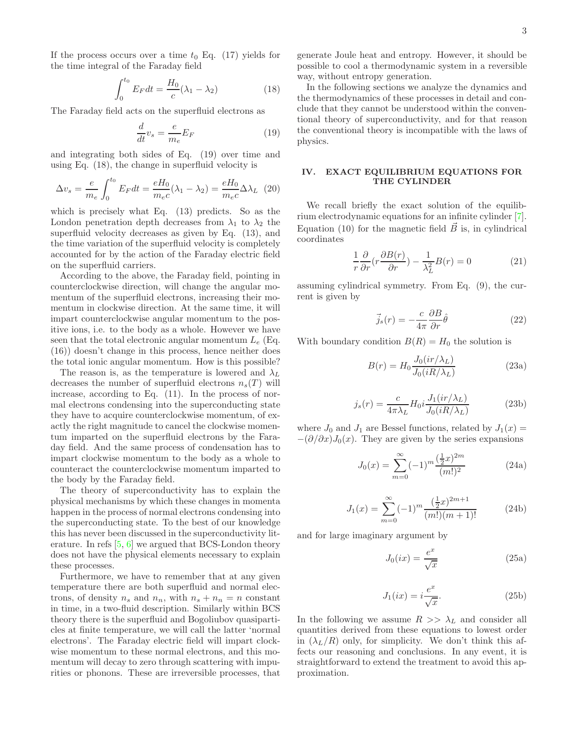If the process occurs over a time $t_0$ Eq. (17) yields for the time integral of the Faraday field

$$\int_0^{t_0} E_F dt = \frac{H_0}{c}(\lambda_1 - \lambda_2) \tag{18}$$

The Faraday field acts on the superfluid electrons as

$$\frac{d}{dt} v_s = \frac{e}{m_e} E_F \tag{19}$$

and integrating both sides of Eq. (19) over time and using Eq. (18), the change in superfluid velocity is

$$\Delta v_s = \frac{e}{m_e}\int_0^{t_0} E_F dt = \frac{eH_0}{m_e c}(\lambda_1 - \lambda_2) = \frac{eH_0}{m_e c}\Delta\lambda_L \tag{20}$$

which is precisely what Eq. (13) predicts. So as the London penetration depth decreases from $\lambda_1$ to $\lambda_2$ the superfluid velocity decreases as given by Eq. (13), and the time variation of the superfluid velocity is completely accounted for by the action of the Faraday electric field on the superfluid carriers.

According to the above, the Faraday field, pointing in counterclockwise direction, will change the angular momentum of the superfluid electrons, increasing their momentum in clockwise direction. At the same time, it will impart counterclockwise angular momentum to the positive ions, i.e. to the body as a whole. However we have seen that the total electronic angular momentum $L_e$ (Eq. (16)) doesn't change in this process, hence neither does the total ionic angular momentum. How is this possible?

The reason is, as the temperature is lowered and $\lambda_L$ decreases the number of superfluid electrons $n_s(T)$ will increase, according to Eq. (11). In the process of normal electrons condensing into the superconducting state they have to acquire counterclockwise momentum, of exactly the right magnitude to cancel the clockwise momentum imparted on the superfluid electrons by the Faraday field. And the same process of condensation has to impart clockwise momentum to the body as a whole to counteract the counterclockwise momentum imparted to the body by the Faraday field.

The theory of superconductivity has to explain the physical mechanisms by which these changes in momenta happen in the process of normal electrons condensing into the superconducting state. To the best of our knowledge this has never been discussed in the superconductivity literature. In refs [5, 6] we argued that BCS-London theory does not have the physical elements necessary to explain these processes.

Furthermore, we have to remember that at any given temperature there are both superfluid and normal electrons, of density $n_s$ and $n_n$, with $n_s + n_n = n$ constant in time, in a two-fluid description. Similarly within BCS theory there is the superfluid and Bogoliubov quasiparticles at finite temperature, we will call the latter 'normal electrons'. The Faraday electric field will impart clockwise momentum to these normal electrons, and this momentum will decay to zero through scattering with impurities or phonons. These are irreversible processes, that generate Joule heat and entropy. However, it should be possible to cool a thermodynamic system in a reversible way, without entropy generation.

In the following sections we analyze the dynamics and the thermodynamics of these processes in detail and conclude that they cannot be understood within the conventional theory of superconductivity, and for that reason the conventional theory is incompatible with the laws of physics.

## IV. EXACT EQUILIBRIUM EQUATIONS FOR THE CYLINDER

We recall briefly the exact solution of the equilibrium electrodynamic equations for an infinite cylinder [7]. Equation (10) for the magnetic field $\vec{B}$ is, in cylindrical coordinates

$$\frac{1}{r}\frac{\partial}{\partial r}(r\frac{\partial B(r)}{\partial r}) - \frac{1}{\lambda_L^2}B(r) = 0 \tag{21}$$

assuming cylindrical symmetry. From Eq. (9), the current is given by

$$\vec{j}_s(r) = -\frac{c}{4\pi}\frac{\partial B}{\partial r}\hat{\theta} \tag{22}$$

With boundary condition $B(R) = H_0$ the solution is

$$B(r) = H_0 \frac{J_0(ir/\lambda_L)}{J_0(iR/\lambda_L)} \tag{23a}$$

$$j_s(r) = \frac{c}{4\pi\lambda_L} H_0 i \frac{J_1(ir/\lambda_L)}{J_0(iR/\lambda_L)} \tag{23b}$$

where $J_0$ and $J_1$ are Bessel functions, related by $J_1(x) = -(\partial/\partial x)J_0(x)$. They are given by the series expansions

$$J_0(x) = \sum_{m=0}^{\infty}(-1)^m \frac{(\frac{1}{2}x)^{2m}}{(m!)^2} \tag{24a}$$

$$J_1(x) = \sum_{m=0}^{\infty}(-1)^m \frac{(\frac{1}{2}x)^{2m+1}}{(m!)(m+1)!} \tag{24b}$$

and for large imaginary argument by

$$J_0(ix) = \frac{e^x}{\sqrt{x}} \tag{25a}$$

$$J_1(ix) = i\frac{e^x}{\sqrt{x}}. \tag{25b}$$

In the following we assume $R >> \lambda_L$ and consider all quantities derived from these equations to lowest order in $(\lambda_L/R)$ only, for simplicity. We don't think this affects our reasoning and conclusions. In any event, it is straightforward to extend the treatment to avoid this approximation.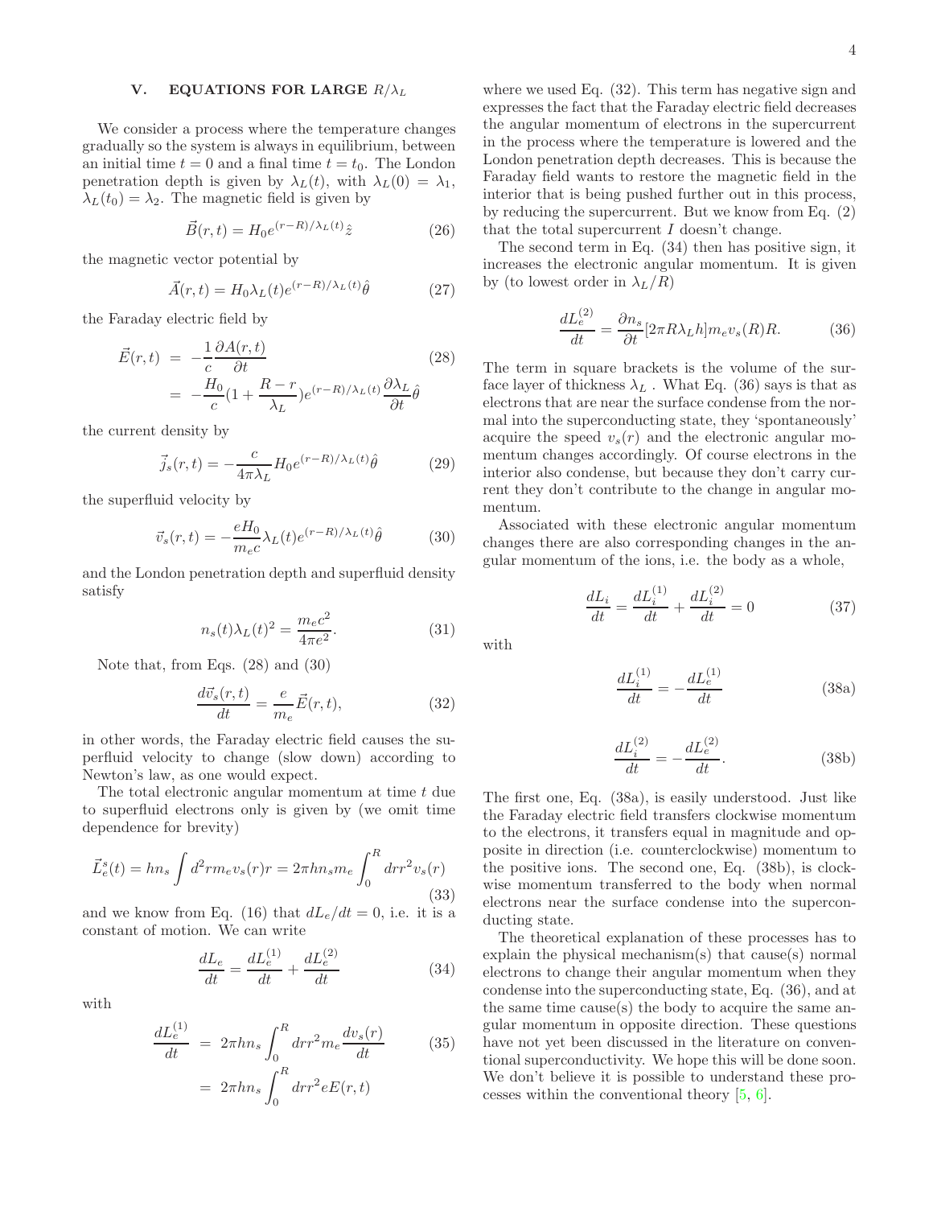## V. EQUATIONS FOR LARGE $R/\lambda_L$

We consider a process where the temperature changes gradually so the system is always in equilibrium, between an initial time $t = 0$ and a final time $t = t_0$. The London penetration depth is given by $\lambda_L(t)$, with $\lambda_L(0) = \lambda_1$, $\lambda_L(t_0) = \lambda_2$. The magnetic field is given by

$$\vec{B}(r,t) = H_0 e^{(r-R)/\lambda_L(t)}\hat{z} \tag{26}$$

the magnetic vector potential by

$$\vec{A}(r,t) = H_0\lambda_L(t)e^{(r-R)/\lambda_L(t)}\hat{\theta} \tag{27}$$

the Faraday electric field by

$$\begin{aligned}\vec{E}(r,t) &= -\frac{1}{c}\frac{\partial A(r,t)}{\partial t} \\ &= -\frac{H_0}{c}\left(1+\frac{R-r}{\lambda_L}\right)e^{(r-R)/\lambda_L(t)}\frac{\partial \lambda_L}{\partial t}\hat{\theta}\end{aligned} \tag{28}$$

the current density by

$$\vec{j}_s(r,t) = -\frac{c}{4\pi\lambda_L}H_0 e^{(r-R)/\lambda_L(t)}\hat{\theta} \tag{29}$$

the superfluid velocity by

$$\vec{v}_s(r,t) = -\frac{eH_0}{m_e c}\lambda_L(t)e^{(r-R)/\lambda_L(t)}\hat{\theta} \tag{30}$$

and the London penetration depth and superfluid density satisfy

$$n_s(t)\lambda_L(t)^2 = \frac{m_e c^2}{4\pi e^2}. \tag{31}$$

Note that, from Eqs. (28) and (30)

$$\frac{d\vec{v}_s(r,t)}{dt} = \frac{e}{m_e}\vec{E}(r,t), \tag{32}$$

in other words, the Faraday electric field causes the superfluid velocity to change (slow down) according to Newton's law, as one would expect.

The total electronic angular momentum at time $t$ due to superfluid electrons only is given by (we omit time dependence for brevity)

$$\vec{L}_e^s(t) = hn_s\int d^2r m_e v_s(r) r = 2\pi h n_s m_e\int_0^R dr r^2 v_s(r) \tag{33}$$

and we know from Eq. (16) that $dL_e/dt = 0$, i.e. it is a constant of motion. We can write

$$\frac{dL_e}{dt} = \frac{dL_e^{(1)}}{dt} + \frac{dL_e^{(2)}}{dt} \tag{34}$$

with

$$\begin{aligned}\frac{dL_e^{(1)}}{dt} &= 2\pi h n_s\int_0^R dr r^2 m_e\frac{dv_s(r)}{dt} \\ &= 2\pi h n_s\int_0^R dr r^2 eE(r,t)\end{aligned} \tag{35}$$

where we used Eq. (32). This term has negative sign and expresses the fact that the Faraday electric field decreases the angular momentum of electrons in the supercurrent in the process where the temperature is lowered and the London penetration depth decreases. This is because the Faraday field wants to restore the magnetic field in the interior that is being pushed further out in this process, by reducing the supercurrent. But we know from Eq. (2) that the total supercurrent $I$ doesn't change.

The second term in Eq. (34) then has positive sign, it increases the electronic angular momentum. It is given by (to lowest order in $\lambda_L/R$)

$$\frac{dL_e^{(2)}}{dt} = \frac{\partial n_s}{\partial t}[2\pi R\lambda_L h]m_e v_s(R)R. \tag{36}$$

The term in square brackets is the volume of the surface layer of thickness $\lambda_L$ . What Eq. (36) says is that as electrons that are near the surface condense from the normal into the superconducting state, they 'spontaneously' acquire the speed $v_s(r)$ and the electronic angular momentum changes accordingly. Of course electrons in the interior also condense, but because they don't carry current they don't contribute to the change in angular momentum.

Associated with these electronic angular momentum changes there are also corresponding changes in the angular momentum of the ions, i.e. the body as a whole,

$$\frac{dL_i}{dt} = \frac{dL_i^{(1)}}{dt} + \frac{dL_i^{(2)}}{dt} = 0 \tag{37}$$

with

$$\frac{dL_i^{(1)}}{dt} = -\frac{dL_e^{(1)}}{dt} \tag{38a}$$

$$\frac{dL_i^{(2)}}{dt} = -\frac{dL_e^{(2)}}{dt}. \tag{38b}$$

The first one, Eq. (38a), is easily understood. Just like the Faraday electric field transfers clockwise momentum to the electrons, it transfers equal in magnitude and opposite in direction (i.e. counterclockwise) momentum to the positive ions. The second one, Eq. (38b), is clockwise momentum transferred to the body when normal electrons near the surface condense into the superconducting state.

The theoretical explanation of these processes has to explain the physical mechanism(s) that cause(s) normal electrons to change their angular momentum when they condense into the superconducting state, Eq. (36), and at the same time cause(s) the body to acquire the same angular momentum in opposite direction. These questions have not yet been discussed in the literature on conventional superconductivity. We hope this will be done soon. We don't believe it is possible to understand these processes within the conventional theory [5, 6].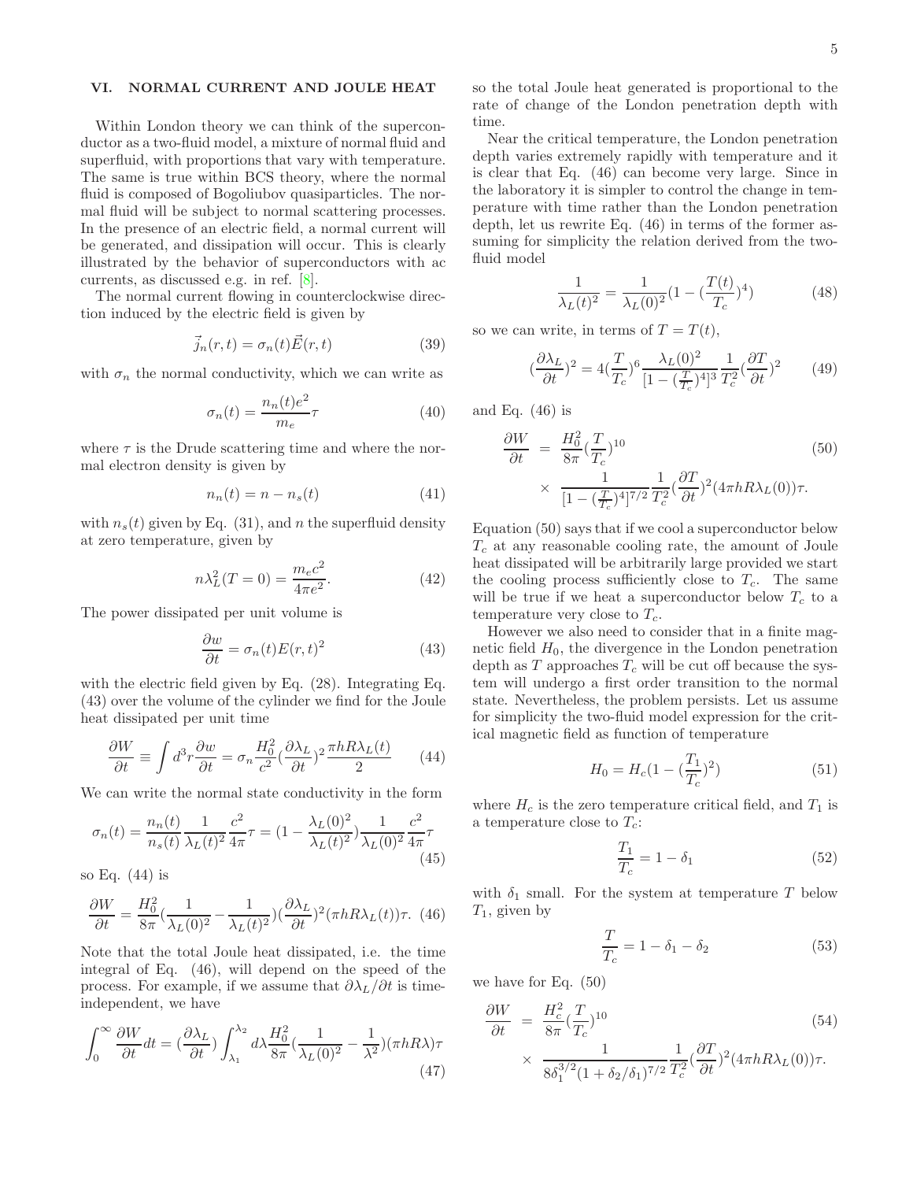## VI. NORMAL CURRENT AND JOULE HEAT

Within London theory we can think of the superconductor as a two-fluid model, a mixture of normal fluid and superfluid, with proportions that vary with temperature. The same is true within BCS theory, where the normal fluid is composed of Bogoliubov quasiparticles. The normal fluid will be subject to normal scattering processes. In the presence of an electric field, a normal current will be generated, and dissipation will occur. This is clearly illustrated by the behavior of superconductors with ac currents, as discussed e.g. in ref. [8].

The normal current flowing in counterclockwise direction induced by the electric field is given by

$$\vec{j}_n(r,t) = \sigma_n(t)\vec{E}(r,t) \tag{39}$$

with $\sigma_n$ the normal conductivity, which we can write as

$$\sigma_n(t) = \frac{n_n(t)e^2}{m_e}\tau \tag{40}$$

where $\tau$ is the Drude scattering time and where the normal electron density is given by

$$n_n(t) = n - n_s(t) \tag{41}$$

with $n_s(t)$ given by Eq. (31), and $n$ the superfluid density at zero temperature, given by

$$n\lambda_L^2(T=0) = \frac{m_e c^2}{4\pi e^2}. \tag{42}$$

The power dissipated per unit volume is

$$\frac{\partial w}{\partial t} = \sigma_n(t)E(r,t)^2 \tag{43}$$

with the electric field given by Eq. (28). Integrating Eq. (43) over the volume of the cylinder we find for the Joule heat dissipated per unit time

$$\frac{\partial W}{\partial t} \equiv \int d^3r \frac{\partial w}{\partial t} = \sigma_n \frac{H_0^2}{c^2}\left(\frac{\partial \lambda_L}{\partial t}\right)^2 \frac{\pi h R \lambda_L(t)}{2} \tag{44}$$

We can write the normal state conductivity in the form

$$\sigma_n(t) = \frac{n_n(t)}{n_s(t)}\frac{1}{\lambda_L(t)^2}\frac{c^2}{4\pi}\tau = \left(1 - \frac{\lambda_L(0)^2}{\lambda_L(t)^2}\right)\frac{1}{\lambda_L(0)^2}\frac{c^2}{4\pi}\tau \tag{45}$$

so Eq. (44) is

$$\frac{\partial W}{\partial t} = \frac{H_0^2}{8\pi}\left(\frac{1}{\lambda_L(0)^2} - \frac{1}{\lambda_L(t)^2}\right)\left(\frac{\partial \lambda_L}{\partial t}\right)^2 (\pi h R \lambda_L(t))\tau. \tag{46}$$

Note that the total Joule heat dissipated, i.e. the time integral of Eq. (46), will depend on the speed of the process. For example, if we assume that $\partial\lambda_L/\partial t$ is time-independent, we have

$$\int_0^\infty \frac{\partial W}{\partial t} dt = \left(\frac{\partial \lambda_L}{\partial t}\right)\int_{\lambda_1}^{\lambda_2} d\lambda \frac{H_0^2}{8\pi}\left(\frac{1}{\lambda_L(0)^2} - \frac{1}{\lambda^2}\right)(\pi h R \lambda)\tau \tag{47}$$

so the total Joule heat generated is proportional to the rate of change of the London penetration depth with time.

Near the critical temperature, the London penetration depth varies extremely rapidly with temperature and it is clear that Eq. (46) can become very large. Since in the laboratory it is simpler to control the change in temperature with time rather than the London penetration depth, let us rewrite Eq. (46) in terms of the former assuming for simplicity the relation derived from the two-fluid model

$$\frac{1}{\lambda_L(t)^2} = \frac{1}{\lambda_L(0)^2}\left(1 - \left(\frac{T(t)}{T_c}\right)^4\right) \tag{48}$$

so we can write, in terms of $T = T(t)$,

$$\left(\frac{\partial \lambda_L}{\partial t}\right)^2 = 4\left(\frac{T}{T_c}\right)^6 \frac{\lambda_L(0)^2}{[1 - (\frac{T}{T_c})^4]^3}\frac{1}{T_c^2}\left(\frac{\partial T}{\partial t}\right)^2 \tag{49}$$

and Eq. (46) is

$$\frac{\partial W}{\partial t} = \frac{H_0^2}{8\pi}\left(\frac{T}{T_c}\right)^{10} \times \frac{1}{[1 - (\frac{T}{T_c})^4]^{7/2}}\frac{1}{T_c^2}\left(\frac{\partial T}{\partial t}\right)^2 (4\pi h R \lambda_L(0))\tau. \tag{50}$$

Equation (50) says that if we cool a superconductor below $T_c$ at any reasonable cooling rate, the amount of Joule heat dissipated will be arbitrarily large provided we start the cooling process sufficiently close to $T_c$. The same will be true if we heat a superconductor below $T_c$ to a temperature very close to $T_c$.

However we also need to consider that in a finite magnetic field $H_0$, the divergence in the London penetration depth as $T$ approaches $T_c$ will be cut off because the system will undergo a first order transition to the normal state. Nevertheless, the problem persists. Let us assume for simplicity the two-fluid model expression for the critical magnetic field as function of temperature

$$H_0 = H_c\left(1 - \left(\frac{T_1}{T_c}\right)^2\right) \tag{51}$$

where $H_c$ is the zero temperature critical field, and $T_1$ is a temperature close to $T_c$:

$$\frac{T_1}{T_c} = 1 - \delta_1 \tag{52}$$

with $\delta_1$ small. For the system at temperature $T$ below $T_1$, given by

$$\frac{T}{T_c} = 1 - \delta_1 - \delta_2 \tag{53}$$

we have for Eq. (50)

$$\frac{\partial W}{\partial t} = \frac{H_c^2}{8\pi}\left(\frac{T}{T_c}\right)^{10} \times \frac{1}{8\delta_1^{3/2}(1 + \delta_2/\delta_1)^{7/2}}\frac{1}{T_c^2}\left(\frac{\partial T}{\partial t}\right)^2 (4\pi h R \lambda_L(0))\tau. \tag{54}$$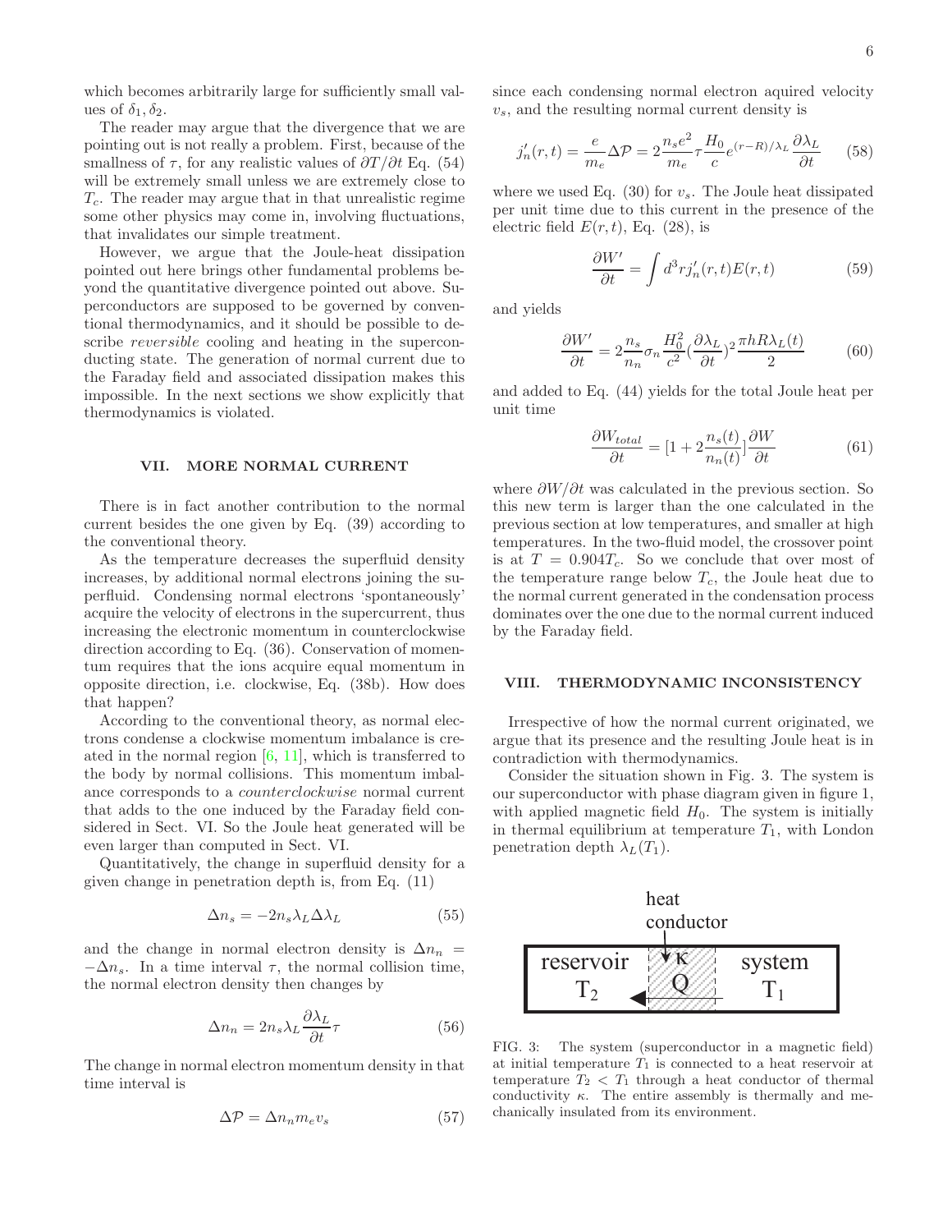which becomes arbitrarily large for sufficiently small values of $\delta_1, \delta_2$.

The reader may argue that the divergence that we are pointing out is not really a problem. First, because of the smallness of $\tau$, for any realistic values of $\partial T/\partial t$ Eq. (54) will be extremely small unless we are extremely close to $T_c$. The reader may argue that in that unrealistic regime some other physics may come in, involving fluctuations, that invalidates our simple treatment.

However, we argue that the Joule-heat dissipation pointed out here brings other fundamental problems beyond the quantitative divergence pointed out above. Superconductors are supposed to be governed by conventional thermodynamics, and it should be possible to describe *reversible* cooling and heating in the superconducting state. The generation of normal current due to the Faraday field and associated dissipation makes this impossible. In the next sections we show explicitly that thermodynamics is violated.

## VII. MORE NORMAL CURRENT

There is in fact another contribution to the normal current besides the one given by Eq. (39) according to the conventional theory.

As the temperature decreases the superfluid density increases, by additional normal electrons joining the superfluid. Condensing normal electrons 'spontaneously' acquire the velocity of electrons in the supercurrent, thus increasing the electronic momentum in counterclockwise direction according to Eq. (36). Conservation of momentum requires that the ions acquire equal momentum in opposite direction, i.e. clockwise, Eq. (38b). How does that happen?

According to the conventional theory, as normal electrons condense a clockwise momentum imbalance is created in the normal region [6, 11], which is transferred to the body by normal collisions. This momentum imbalance corresponds to a *counterclockwise* normal current that adds to the one induced by the Faraday field considered in Sect. VI. So the Joule heat generated will be even larger than computed in Sect. VI.

Quantitatively, the change in superfluid density for a given change in penetration depth is, from Eq. (11)

$$\Delta n_s = -2n_s\lambda_L\Delta\lambda_L \tag{55}$$

and the change in normal electron density is $\Delta n_n = -\Delta n_s$. In a time interval $\tau$, the normal collision time, the normal electron density then changes by

$$\Delta n_n = 2n_s\lambda_L\frac{\partial\lambda_L}{\partial t}\tau \tag{56}$$

The change in normal electron momentum density in that time interval is

$$\Delta\mathcal{P} = \Delta n_n m_e v_s \tag{57}$$

since each condensing normal electron aquired velocity $v_s$, and the resulting normal current density is

$$j_n'(r,t) = \frac{e}{m_e}\Delta\mathcal{P} = 2\frac{n_s e^2}{m_e}\tau\frac{H_0}{c}e^{(r-R)/\lambda_L}\frac{\partial\lambda_L}{\partial t} \tag{58}$$

where we used Eq. (30) for $v_s$. The Joule heat dissipated per unit time due to this current in the presence of the electric field $E(r,t)$, Eq. (28), is

$$\frac{\partial W'}{\partial t} = \int d^3r j_n'(r,t)E(r,t) \tag{59}$$

and yields

$$\frac{\partial W'}{\partial t} = 2\frac{n_s}{n_n}\sigma_n\frac{H_0^2}{c^2}\left(\frac{\partial\lambda_L}{\partial t}\right)^2\frac{\pi h R\lambda_L(t)}{2} \tag{60}$$

and added to Eq. (44) yields for the total Joule heat per unit time

$$\frac{\partial W_{total}}{\partial t} = \left[1 + 2\frac{n_s(t)}{n_n(t)}\right]\frac{\partial W}{\partial t} \tag{61}$$

where $\partial W/\partial t$ was calculated in the previous section. So this new term is larger than the one calculated in the previous section at low temperatures, and smaller at high temperatures. In the two-fluid model, the crossover point is at $T = 0.904T_c$. So we conclude that over most of the temperature range below $T_c$, the Joule heat due to the normal current generated in the condensation process dominates over the one due to the normal current induced by the Faraday field.

## VIII. THERMODYNAMIC INCONSISTENCY

Irrespective of how the normal current originated, we argue that its presence and the resulting Joule heat is in contradiction with thermodynamics.

Consider the situation shown in Fig. 3. The system is our superconductor with phase diagram given in figure 1, with applied magnetic field $H_0$. The system is initially in thermal equilibrium at temperature $T_1$, with London penetration depth $\lambda_L(T_1)$.

heat conductor

reservoir $T_2$

$\kappa$

Q

system $T_1$

FIG. 3: The system (superconductor in a magnetic field) at initial temperature $T_1$ is connected to a heat reservoir at temperature $T_2 < T_1$ through a heat conductor of thermal conductivity $\kappa$. The entire assembly is thermally and mechanically insulated from its environment.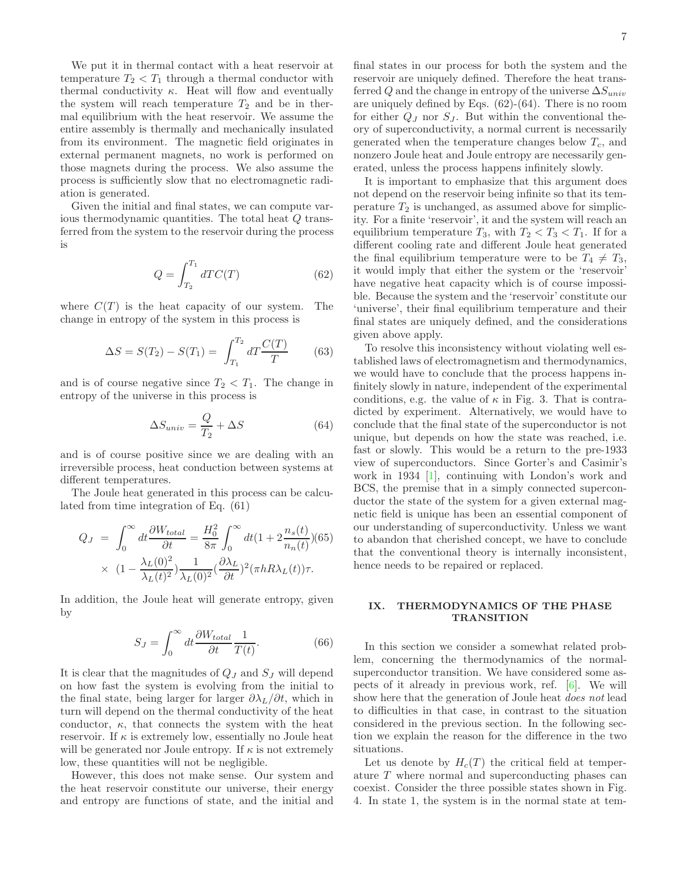We put it in thermal contact with a heat reservoir at temperature $T_2 < T_1$ through a thermal conductor with thermal conductivity $\kappa$. Heat will flow and eventually the system will reach temperature $T_2$ and be in thermal equilibrium with the heat reservoir. We assume the entire assembly is thermally and mechanically insulated from its environment. The magnetic field originates in external permanent magnets, no work is performed on those magnets during the process. We also assume the process is sufficiently slow that no electromagnetic radiation is generated.

Given the initial and final states, we can compute various thermodynamic quantities. The total heat $Q$ transferred from the system to the reservoir during the process is

$$Q = \int_{T_2}^{T_1} dT C(T) \tag{62}$$

where $C(T)$ is the heat capacity of our system. The change in entropy of the system in this process is

$$\Delta S = S(T_2) - S(T_1) = \int_{T_1}^{T_2} dT \frac{C(T)}{T} \tag{63}$$

and is of course negative since $T_2 < T_1$. The change in entropy of the universe in this process is

$$\Delta S_{univ} = \frac{Q}{T_2} + \Delta S \tag{64}$$

and is of course positive since we are dealing with an irreversible process, heat conduction between systems at different temperatures.

The Joule heat generated in this process can be calculated from time integration of Eq. (61)

$$Q_J = \int_0^\infty dt \frac{\partial W_{total}}{\partial t} = \frac{H_0^2}{8\pi} \int_0^\infty dt (1 + 2\frac{n_s(t)}{n_n(t)}) \times (1 - \frac{\lambda_L(0)^2}{\lambda_L(t)^2}) \frac{1}{\lambda_L(0)^2} (\frac{\partial \lambda_L}{\partial t})^2 (\pi h R \lambda_L(t)) \tau. \tag{65}$$

In addition, the Joule heat will generate entropy, given by

$$S_J = \int_0^\infty dt \frac{\partial W_{total}}{\partial t} \frac{1}{T(t)}. \tag{66}$$

It is clear that the magnitudes of $Q_J$ and $S_J$ will depend on how fast the system is evolving from the initial to the final state, being larger for larger $\partial \lambda_L / \partial t$, which in turn will depend on the thermal conductivity of the heat conductor, $\kappa$, that connects the system with the heat reservoir. If $\kappa$ is extremely low, essentially no Joule heat will be generated nor Joule entropy. If $\kappa$ is not extremely low, these quantities will not be negligible.

However, this does not make sense. Our system and the heat reservoir constitute our universe, their energy and entropy are functions of state, and the initial and final states in our process for both the system and the reservoir are uniquely defined. Therefore the heat transferred $Q$ and the change in entropy of the universe $\Delta S_{univ}$ are uniquely defined by Eqs. (62)-(64). There is no room for either $Q_J$ nor $S_J$. But within the conventional theory of superconductivity, a normal current is necessarily generated when the temperature changes below $T_c$, and nonzero Joule heat and Joule entropy are necessarily generated, unless the process happens infinitely slowly.

It is important to emphasize that this argument does not depend on the reservoir being infinite so that its temperature $T_2$ is unchanged, as assumed above for simplicity. For a finite 'reservoir', it and the system will reach an equilibrium temperature $T_3$, with $T_2 < T_3 < T_1$. If for a different cooling rate and different Joule heat generated the final equilibrium temperature were to be $T_4 \neq T_3$, it would imply that either the system or the 'reservoir' have negative heat capacity which is of course impossible. Because the system and the 'reservoir' constitute our 'universe', their final equilibrium temperature and their final states are uniquely defined, and the considerations given above apply.

To resolve this inconsistency without violating well established laws of electromagnetism and thermodynamics, we would have to conclude that the process happens infinitely slowly in nature, independent of the experimental conditions, e.g. the value of $\kappa$ in Fig. 3. That is contradicted by experiment. Alternatively, we would have to conclude that the final state of the superconductor is not unique, but depends on how the state was reached, i.e. fast or slowly. This would be a return to the pre-1933 view of superconductors. Since Gorter's and Casimir's work in 1934 [1], continuing with London's work and BCS, the premise that in a simply connected superconductor the state of the system for a given external magnetic field is unique has been an essential component of our understanding of superconductivity. Unless we want to abandon that cherished concept, we have to conclude that the conventional theory is internally inconsistent, hence needs to be repaired or replaced.

## IX. THERMODYNAMICS OF THE PHASE TRANSITION

In this section we consider a somewhat related problem, concerning the thermodynamics of the normal-superconductor transition. We have considered some aspects of it already in previous work, ref. [6]. We will show here that the generation of Joule heat *does not* lead to difficulties in that case, in contrast to the situation considered in the previous section. In the following section we explain the reason for the difference in the two situations.

Let us denote by $H_c(T)$ the critical field at temperature $T$ where normal and superconducting phases can coexist. Consider the three possible states shown in Fig. 4. In state 1, the system is in the normal state at tem-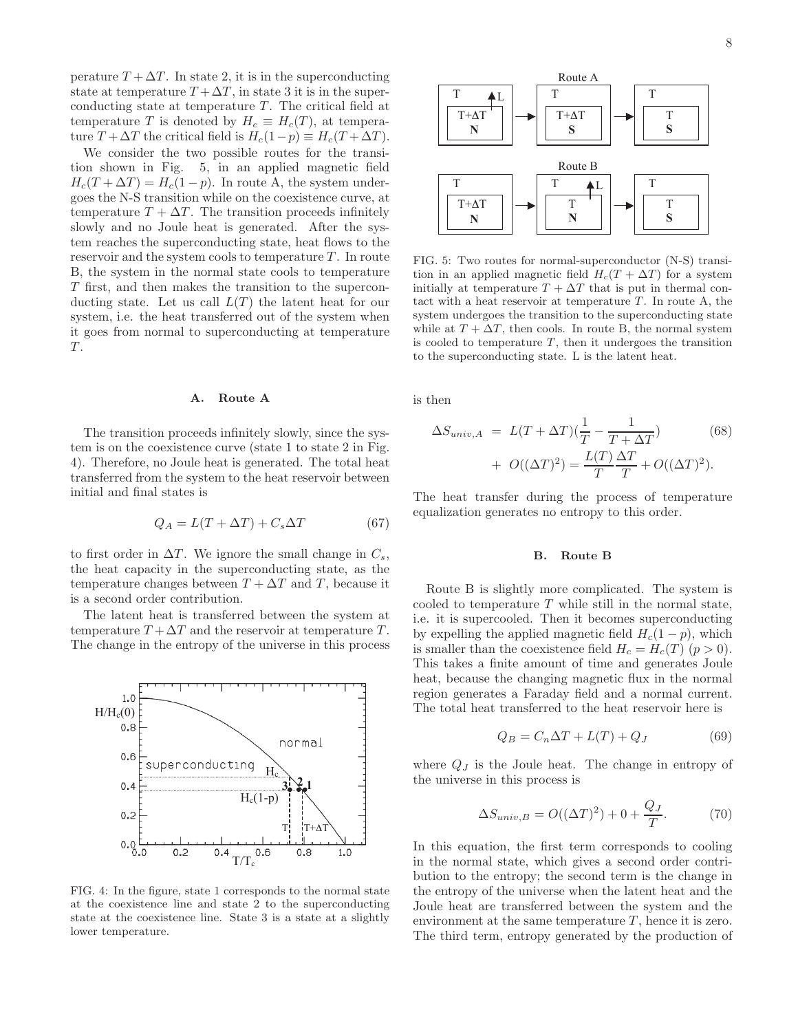perature $T+\Delta T$. In state 2, it is in the superconducting state at temperature $T+\Delta T$, in state 3 it is in the superconducting state at temperature $T$. The critical field at temperature $T$ is denoted by $H_c \equiv H_c(T)$, at temperature $T+\Delta T$ the critical field is $H_c(1-p) \equiv H_c(T+\Delta T)$.

We consider the two possible routes for the transition shown in Fig. 5, in an applied magnetic field $H_c(T+\Delta T) = H_c(1-p)$. In route A, the system undergoes the N-S transition while on the coexistence curve, at temperature $T+\Delta T$. The transition proceeds infinitely slowly and no Joule heat is generated. After the system reaches the superconducting state, heat flows to the reservoir and the system cools to temperature $T$. In route B, the system in the normal state cools to temperature $T$ first, and then makes the transition to the superconducting state. Let us call $L(T)$ the latent heat for our system, i.e. the heat transferred out of the system when it goes from normal to superconducting at temperature $T$.

FIG. 5: Two routes for normal-superconductor (N-S) transition in an applied magnetic field $H_c(T+\Delta T)$ for a system initially at temperature $T+\Delta T$ that is put in thermal contact with a heat reservoir at temperature $T$. In route A, the system undergoes the transition to the superconducting state while at $T+\Delta T$, then cools. In route B, the normal system is cooled to temperature $T$, then it undergoes the transition to the superconducting state. L is the latent heat.

### A. Route A

The transition proceeds infinitely slowly, since the system is on the coexistence curve (state 1 to state 2 in Fig. 4). Therefore, no Joule heat is generated. The total heat transferred from the system to the heat reservoir between initial and final states is

$$Q_A = L(T+\Delta T) + C_s \Delta T \tag{67}$$

to first order in $\Delta T$. We ignore the small change in $C_s$, the heat capacity in the superconducting state, as the temperature changes between $T+\Delta T$ and $T$, because it is a second order contribution.

The latent heat is transferred between the system at temperature $T+\Delta T$ and the reservoir at temperature $T$. The change in the entropy of the universe in this process is then

$$\begin{aligned}\Delta S_{univ,A} &= L(T+\Delta T)\left(\frac{1}{T} - \frac{1}{T+\Delta T}\right) \\ &+ O((\Delta T)^2) = \frac{L(T)}{T}\frac{\Delta T}{T} + O((\Delta T)^2).\end{aligned} \tag{68}$$

The heat transfer during the process of temperature equalization generates no entropy to this order.

FIG. 4: In the figure, state 1 corresponds to the normal state at the coexistence line and state 2 to the superconducting state at the coexistence line. State 3 is a state at a slightly lower temperature.

### B. Route B

Route B is slightly more complicated. The system is cooled to temperature $T$ while still in the normal state, i.e. it is supercooled. Then it becomes superconducting by expelling the applied magnetic field $H_c(1-p)$, which is smaller than the coexistence field $H_c = H_c(T)$ ($p > 0$). This takes a finite amount of time and generates Joule heat, because the changing magnetic flux in the normal region generates a Faraday field and a normal current. The total heat transferred to the heat reservoir here is

$$Q_B = C_n \Delta T + L(T) + Q_J \tag{69}$$

where $Q_J$ is the Joule heat. The change in entropy of the universe in this process is

$$\Delta S_{univ,B} = O((\Delta T)^2) + 0 + \frac{Q_J}{T}. \tag{70}$$

In this equation, the first term corresponds to cooling in the normal state, which gives a second order contribution to the entropy; the second term is the change in the entropy of the universe when the latent heat and the Joule heat are transferred between the system and the environment at the same temperature $T$, hence it is zero. The third term, entropy generated by the production of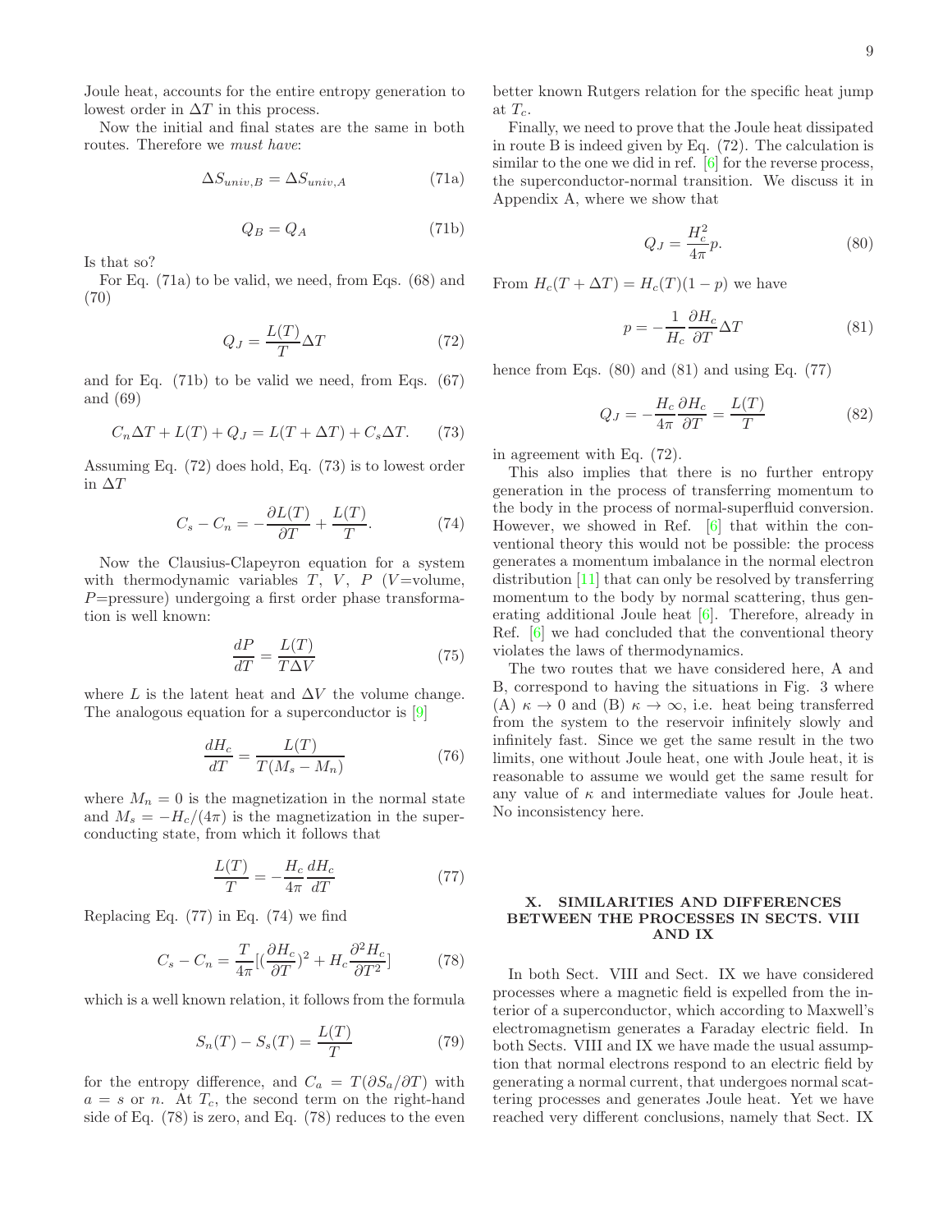Joule heat, accounts for the entire entropy generation to lowest order in $\Delta T$ in this process.

Now the initial and final states are the same in both routes. Therefore we *must have*:

$$\Delta S_{univ,B} = \Delta S_{univ,A} \tag{71a}$$

$$Q_B = Q_A \tag{71b}$$

Is that so?

For Eq. (71a) to be valid, we need, from Eqs. (68) and (70)

$$Q_J = \frac{L(T)}{T}\Delta T \tag{72}$$

and for Eq. (71b) to be valid we need, from Eqs. (67) and (69)

$$C_n \Delta T + L(T) + Q_J = L(T + \Delta T) + C_s \Delta T. \tag{73}$$

Assuming Eq. (72) does hold, Eq. (73) is to lowest order in $\Delta T$

$$C_s - C_n = -\frac{\partial L(T)}{\partial T} + \frac{L(T)}{T}. \tag{74}$$

Now the Clausius-Clapeyron equation for a system with thermodynamic variables $T$, $V$, $P$ ($V$=volume, $P$=pressure) undergoing a first order phase transformation is well known:

$$\frac{dP}{dT} = \frac{L(T)}{T\Delta V} \tag{75}$$

where $L$ is the latent heat and $\Delta V$ the volume change. The analogous equation for a superconductor is [9]

$$\frac{dH_c}{dT} = \frac{L(T)}{T(M_s - M_n)} \tag{76}$$

where $M_n = 0$ is the magnetization in the normal state and $M_s = -H_c/(4\pi)$ is the magnetization in the superconducting state, from which it follows that

$$\frac{L(T)}{T} = -\frac{H_c}{4\pi}\frac{dH_c}{dT} \tag{77}$$

Replacing Eq. (77) in Eq. (74) we find

$$C_s - C_n = \frac{T}{4\pi}[(\frac{\partial H_c}{\partial T})^2 + H_c \frac{\partial^2 H_c}{\partial T^2}] \tag{78}$$

which is a well known relation, it follows from the formula

$$S_n(T) - S_s(T) = \frac{L(T)}{T} \tag{79}$$

for the entropy difference, and $C_a = T(\partial S_a/\partial T)$ with $a = s$ or $n$. At $T_c$, the second term on the right-hand side of Eq. (78) is zero, and Eq. (78) reduces to the even better known Rutgers relation for the specific heat jump at $T_c$.

Finally, we need to prove that the Joule heat dissipated in route B is indeed given by Eq. (72). The calculation is similar to the one we did in ref. [6] for the reverse process, the superconductor-normal transition. We discuss it in Appendix A, where we show that

$$Q_J = \frac{H_c^2}{4\pi}p. \tag{80}$$

From $H_c(T + \Delta T) = H_c(T)(1 - p)$ we have

$$p = -\frac{1}{H_c}\frac{\partial H_c}{\partial T}\Delta T \tag{81}$$

hence from Eqs. (80) and (81) and using Eq. (77)

$$Q_J = -\frac{H_c}{4\pi}\frac{\partial H_c}{\partial T} = \frac{L(T)}{T} \tag{82}$$

in agreement with Eq. (72).

This also implies that there is no further entropy generation in the process of transferring momentum to the body in the process of normal-superfluid conversion. However, we showed in Ref. [6] that within the conventional theory this would not be possible: the process generates a momentum imbalance in the normal electron distribution [11] that can only be resolved by transferring momentum to the body by normal scattering, thus generating additional Joule heat [6]. Therefore, already in Ref. [6] we had concluded that the conventional theory violates the laws of thermodynamics.

The two routes that we have considered here, A and B, correspond to having the situations in Fig. 3 where (A) $\kappa \to 0$ and (B) $\kappa \to \infty$, i.e. heat being transferred from the system to the reservoir infinitely slowly and infinitely fast. Since we get the same result in the two limits, one without Joule heat, one with Joule heat, it is reasonable to assume we would get the same result for any value of $\kappa$ and intermediate values for Joule heat. No inconsistency here.

## X. SIMILARITIES AND DIFFERENCES BETWEEN THE PROCESSES IN SECTS. VIII AND IX

In both Sect. VIII and Sect. IX we have considered processes where a magnetic field is expelled from the interior of a superconductor, which according to Maxwell's electromagnetism generates a Faraday electric field. In both Sects. VIII and IX we have made the usual assumption that normal electrons respond to an electric field by generating a normal current, that undergoes normal scattering processes and generates Joule heat. Yet we have reached very different conclusions, namely that Sect. IX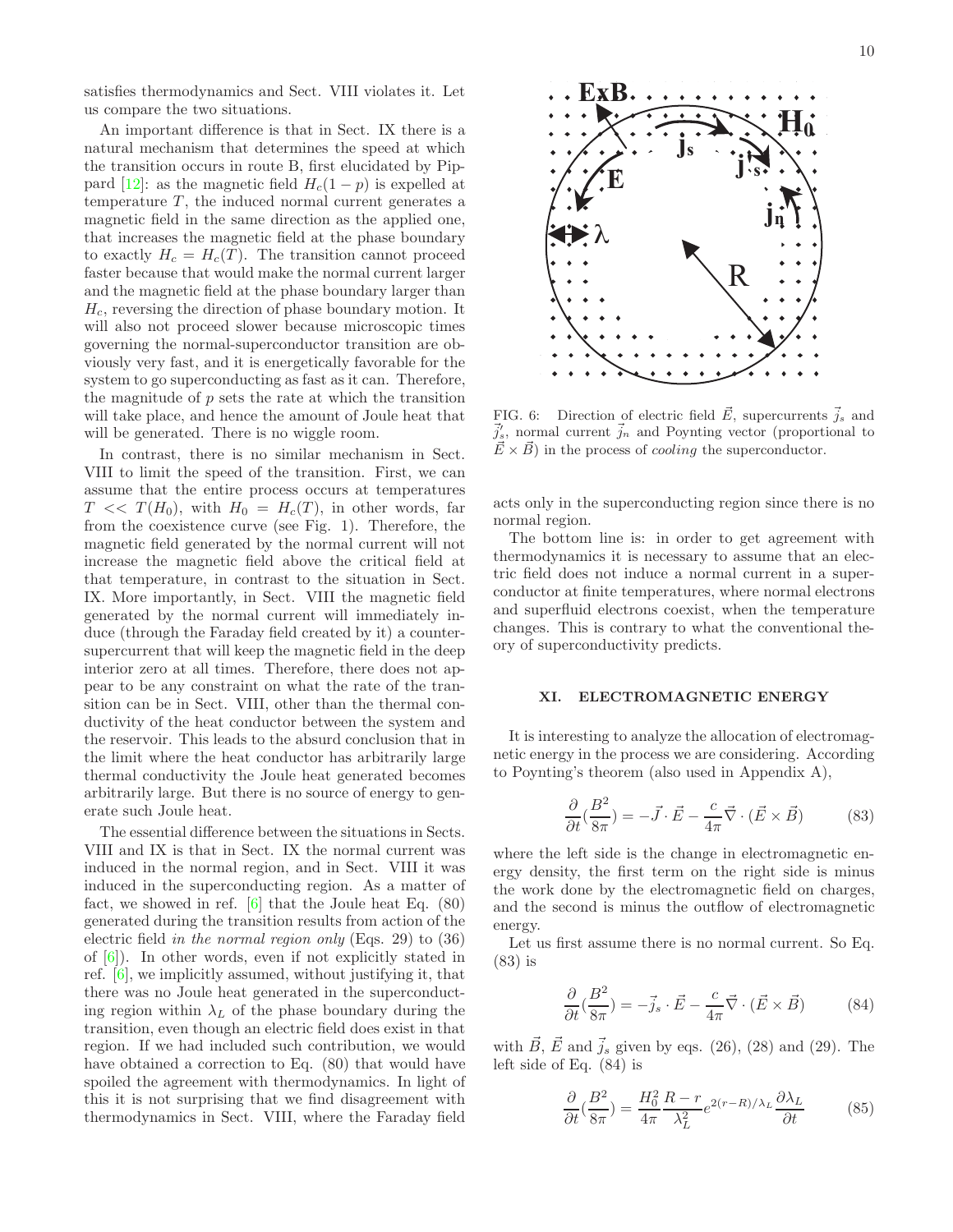satisfies thermodynamics and Sect. VIII violates it. Let us compare the two situations.

An important difference is that in Sect. IX there is a natural mechanism that determines the speed at which the transition occurs in route B, first elucidated by Pippard [12]: as the magnetic field $H_c(1-p)$ is expelled at temperature $T$, the induced normal current generates a magnetic field in the same direction as the applied one, that increases the magnetic field at the phase boundary to exactly $H_c = H_c(T)$. The transition cannot proceed faster because that would make the normal current larger and the magnetic field at the phase boundary larger than $H_c$, reversing the direction of phase boundary motion. It will also not proceed slower because microscopic times governing the normal-superconductor transition are obviously very fast, and it is energetically favorable for the system to go superconducting as fast as it can. Therefore, the magnitude of $p$ sets the rate at which the transition will take place, and hence the amount of Joule heat that will be generated. There is no wiggle room.

In contrast, there is no similar mechanism in Sect. VIII to limit the speed of the transition. First, we can assume that the entire process occurs at temperatures $T << T(H_0)$, with $H_0 = H_c(T)$, in other words, far from the coexistence curve (see Fig. 1). Therefore, the magnetic field generated by the normal current will not increase the magnetic field above the critical field at that temperature, in contrast to the situation in Sect. IX. More importantly, in Sect. VIII the magnetic field generated by the normal current will immediately induce (through the Faraday field created by it) a countersupercurrent that will keep the magnetic field in the deep interior zero at all times. Therefore, there does not appear to be any constraint on what the rate of the transition can be in Sect. VIII, other than the thermal conductivity of the heat conductor between the system and the reservoir. This leads to the absurd conclusion that in the limit where the heat conductor has arbitrarily large thermal conductivity the Joule heat generated becomes arbitrarily large. But there is no source of energy to generate such Joule heat.

The essential difference between the situations in Sects. VIII and IX is that in Sect. IX the normal current was induced in the normal region, and in Sect. VIII it was induced in the superconducting region. As a matter of fact, we showed in ref. [6] that the Joule heat Eq. (80) generated during the transition results from action of the electric field *in the normal region only* (Eqs. 29) to (36) of [6]). In other words, even if not explicitly stated in ref. [6], we implicitly assumed, without justifying it, that there was no Joule heat generated in the superconducting region within $\lambda_L$ of the phase boundary during the transition, even though an electric field does exist in that region. If we had included such contribution, we would have obtained a correction to Eq. (80) that would have spoiled the agreement with thermodynamics. In light of this it is not surprising that we find disagreement with thermodynamics in Sect. VIII, where the Faraday field acts only in the superconducting region since there is no normal region.

ExB
H0
js
j's
E
jn
λ
R

FIG. 6: Direction of electric field $\vec{E}$, supercurrents $\vec{j}_s$ and $\vec{j}_s'$, normal current $\vec{j}_n$ and Poynting vector (proportional to $\vec{E} \times \vec{B}$) in the process of *cooling* the superconductor.

The bottom line is: in order to get agreement with thermodynamics it is necessary to assume that an electric field does not induce a normal current in a superconductor at finite temperatures, where normal electrons and superfluid electrons coexist, when the temperature changes. This is contrary to what the conventional theory of superconductivity predicts.

## XI. ELECTROMAGNETIC ENERGY

It is interesting to analyze the allocation of electromagnetic energy in the process we are considering. According to Poynting's theorem (also used in Appendix A),

$$\frac{\partial}{\partial t}\left(\frac{B^2}{8\pi}\right) = -\vec{J}\cdot\vec{E} - \frac{c}{4\pi}\vec{\nabla}\cdot(\vec{E}\times\vec{B}) \tag{83}$$

where the left side is the change in electromagnetic energy density, the first term on the right side is minus the work done by the electromagnetic field on charges, and the second is minus the outflow of electromagnetic energy.

Let us first assume there is no normal current. So Eq. (83) is

$$\frac{\partial}{\partial t}\left(\frac{B^2}{8\pi}\right) = -\vec{j}_s\cdot\vec{E} - \frac{c}{4\pi}\vec{\nabla}\cdot(\vec{E}\times\vec{B}) \tag{84}$$

with $\vec{B}$, $\vec{E}$ and $\vec{j}_s$ given by eqs. (26), (28) and (29). The left side of Eq. (84) is

$$\frac{\partial}{\partial t}\left(\frac{B^2}{8\pi}\right) = \frac{H_0^2}{4\pi}\frac{R-r}{\lambda_L^2}e^{2(r-R)/\lambda_L}\frac{\partial\lambda_L}{\partial t} \tag{85}$$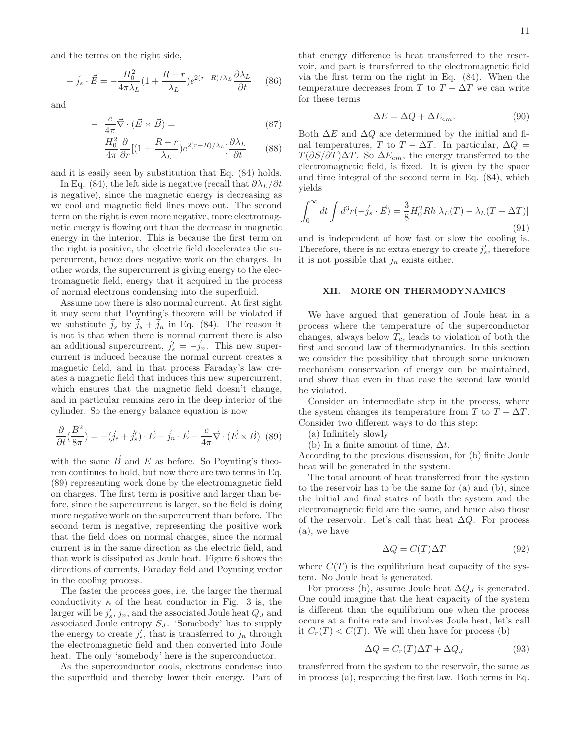and the terms on the right side,

$$-\vec{j}_s \cdot \vec{E} = -\frac{H_0^2}{4\pi\lambda_L}(1+\frac{R-r}{\lambda_L})e^{2(r-R)/\lambda_L}\frac{\partial\lambda_L}{\partial t} \quad (86)$$

and

$$-\ \frac{c}{4\pi}\vec{\nabla}\cdot(\vec{E}\times\vec{B}) = \quad (87)$$

$$\frac{H_0^2}{4\pi}\frac{\partial}{\partial r}[(1+\frac{R-r}{\lambda_L})e^{2(r-R)/\lambda_L}]\frac{\partial\lambda_L}{\partial t} \quad (88)$$

and it is easily seen by substitution that Eq. (84) holds.

In Eq. (84), the left side is negative (recall that $\partial\lambda_L/\partial t$ is negative), since the magnetic energy is decreasing as we cool and magnetic field lines move out. The second term on the right is even more negative, more electromagnetic energy is flowing out than the decrease in magnetic energy in the interior. This is because the first term on the right is positive, the electric field decelerates the supercurrent, hence does negative work on the charges. In other words, the supercurrent is giving energy to the electromagnetic field, energy that it acquired in the process of normal electrons condensing into the superfluid.

Assume now there is also normal current. At first sight it may seem that Poynting's theorem will be violated if we substitute $\vec{j}_s$ by $\vec{j}_s+\vec{j}_n$ in Eq. (84). The reason it is not is that when there is normal current there is also an additional supercurrent, $\vec{j}_s' = -\vec{j}_n$. This new supercurrent is induced because the normal current creates a magnetic field, and in that process Faraday's law creates a magnetic field that induces this new supercurrent, which ensures that the magnetic field doesn't change, and in particular remains zero in the deep interior of the cylinder. So the energy balance equation is now

$$\frac{\partial}{\partial t}(\frac{B^2}{8\pi}) = -(\vec{j}_s+\vec{j}_s')\cdot\vec{E} - \vec{j}_n\cdot\vec{E} - \frac{c}{4\pi}\vec{\nabla}\cdot(\vec{E}\times\vec{B}) \quad (89)$$

with the same $\vec{B}$ and $E$ as before. So Poynting's theorem continues to hold, but now there are two terms in Eq. (89) representing work done by the electromagnetic field on charges. The first term is positive and larger than before, since the supercurrent is larger, so the field is doing more negative work on the supercurrent than before. The second term is negative, representing the positive work that the field does on normal charges, since the normal current is in the same direction as the electric field, and that work is dissipated as Joule heat. Figure 6 shows the directions of currents, Faraday field and Poynting vector in the cooling process.

The faster the process goes, i.e. the larger the thermal conductivity $\kappa$ of the heat conductor in Fig. 3 is, the larger will be $j_s'$, $j_n$, and the associated Joule heat $Q_J$ and associated Joule entropy $S_J$. 'Somebody' has to supply the energy to create $j_s'$, that is transferred to $j_n$ through the electromagnetic field and then converted into Joule heat. The only 'somebody' here is the superconductor.

As the superconductor cools, electrons condense into the superfluid and thereby lower their energy. Part of that energy difference is heat transferred to the reservoir, and part is transferred to the electromagnetic field via the first term on the right in Eq. (84). When the temperature decreases from $T$ to $T-\Delta T$ we can write for these terms

$$\Delta E = \Delta Q + \Delta E_{em}. \quad (90)$$

Both $\Delta E$ and $\Delta Q$ are determined by the initial and final temperatures, $T$ to $T-\Delta T$. In particular, $\Delta Q = T(\partial S/\partial T)\Delta T$. So $\Delta E_{em}$, the energy transferred to the electromagnetic field, is fixed. It is given by the space and time integral of the second term in Eq. (84), which yields

$$\int_0^\infty dt\int d^3r(-\vec{j}_s\cdot\vec{E}) = \frac{3}{8}H_0^2Rh[\lambda_L(T)-\lambda_L(T-\Delta T)] \quad (91)$$

and is independent of how fast or slow the cooling is. Therefore, there is no extra energy to create $j_s'$, therefore it is not possible that $j_n$ exists either.

## XII. MORE ON THERMODYNAMICS

We have argued that generation of Joule heat in a process where the temperature of the superconductor changes, always below $T_c$, leads to violation of both the first and second law of thermodynamics. In this section we consider the possibility that through some unknown mechanism conservation of energy can be maintained, and show that even in that case the second law would be violated.

Consider an intermediate step in the process, where the system changes its temperature from $T$ to $T-\Delta T$. Consider two different ways to do this step:

(a) Infinitely slowly

(b) In a finite amount of time, $\Delta t$.

According to the previous discussion, for (b) finite Joule heat will be generated in the system.

The total amount of heat transferred from the system to the reservoir has to be the same for (a) and (b), since the initial and final states of both the system and the electromagnetic field are the same, and hence also those of the reservoir. Let's call that heat $\Delta Q$. For process (a), we have

$$\Delta Q = C(T)\Delta T \quad (92)$$

where $C(T)$ is the equilibrium heat capacity of the system. No Joule heat is generated.

For process (b), assume Joule heat $\Delta Q_J$ is generated. One could imagine that the heat capacity of the system is different than the equilibrium one when the process occurs at a finite rate and involves Joule heat, let's call it $C_r(T) < C(T)$. We will then have for process (b)

$$\Delta Q = C_r(T)\Delta T + \Delta Q_J \quad (93)$$

transferred from the system to the reservoir, the same as in process (a), respecting the first law. Both terms in Eq.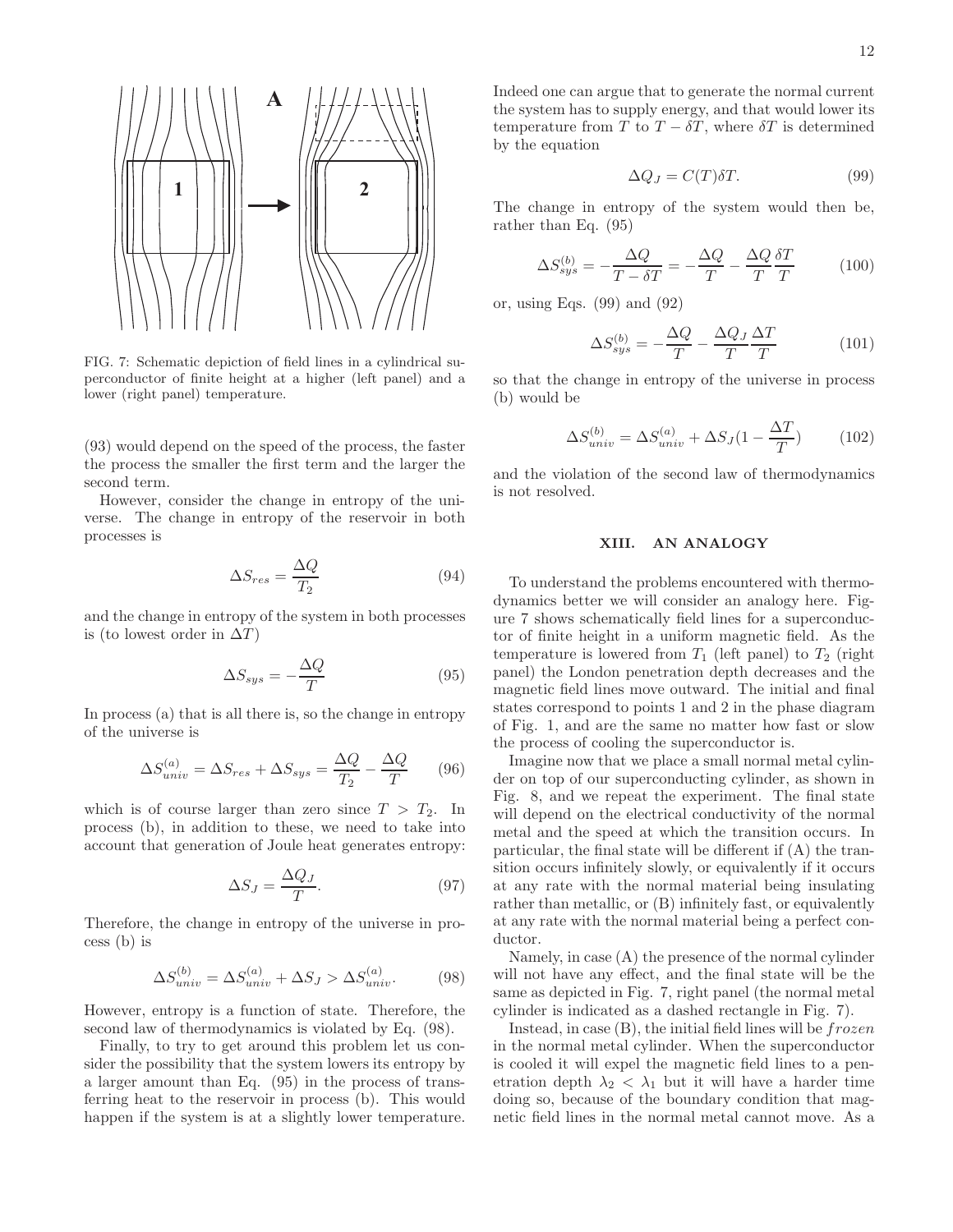FIG. 7: Schematic depiction of field lines in a cylindrical superconductor of finite height at a higher (left panel) and a lower (right panel) temperature.

(93) would depend on the speed of the process, the faster the process the smaller the first term and the larger the second term.

However, consider the change in entropy of the universe. The change in entropy of the reservoir in both processes is

$$\Delta S_{res} = \frac{\Delta Q}{T_2} \tag{94}$$

and the change in entropy of the system in both processes is (to lowest order in $\Delta T$)

$$\Delta S_{sys} = -\frac{\Delta Q}{T} \tag{95}$$

In process (a) that is all there is, so the change in entropy of the universe is

$$\Delta S_{univ}^{(a)} = \Delta S_{res} + \Delta S_{sys} = \frac{\Delta Q}{T_2} - \frac{\Delta Q}{T} \tag{96}$$

which is of course larger than zero since $T > T_2$. In process (b), in addition to these, we need to take into account that generation of Joule heat generates entropy:

$$\Delta S_J = \frac{\Delta Q_J}{T}. \tag{97}$$

Therefore, the change in entropy of the universe in process (b) is

$$\Delta S_{univ}^{(b)} = \Delta S_{univ}^{(a)} + \Delta S_J > \Delta S_{univ}^{(a)}. \tag{98}$$

However, entropy is a function of state. Therefore, the second law of thermodynamics is violated by Eq. (98).

Finally, to try to get around this problem let us consider the possibility that the system lowers its entropy by a larger amount than Eq. (95) in the process of transferring heat to the reservoir in process (b). This would happen if the system is at a slightly lower temperature. Indeed one can argue that to generate the normal current the system has to supply energy, and that would lower its temperature from $T$ to $T - \delta T$, where $\delta T$ is determined by the equation

$$\Delta Q_J = C(T)\delta T. \tag{99}$$

The change in entropy of the system would then be, rather than Eq. (95)

$$\Delta S_{sys}^{(b)} = -\frac{\Delta Q}{T - \delta T} = -\frac{\Delta Q}{T} - \frac{\Delta Q}{T}\frac{\delta T}{T} \tag{100}$$

or, using Eqs. (99) and (92)

$$\Delta S_{sys}^{(b)} = -\frac{\Delta Q}{T} - \frac{\Delta Q_J}{T}\frac{\Delta T}{T} \tag{101}$$

so that the change in entropy of the universe in process (b) would be

$$\Delta S_{univ}^{(b)} = \Delta S_{univ}^{(a)} + \Delta S_J(1 - \frac{\Delta T}{T}) \tag{102}$$

and the violation of the second law of thermodynamics is not resolved.

## XIII. AN ANALOGY

To understand the problems encountered with thermodynamics better we will consider an analogy here. Figure 7 shows schematically field lines for a superconductor of finite height in a uniform magnetic field. As the temperature is lowered from $T_1$ (left panel) to $T_2$ (right panel) the London penetration depth decreases and the magnetic field lines move outward. The initial and final states correspond to points 1 and 2 in the phase diagram of Fig. 1, and are the same no matter how fast or slow the process of cooling the superconductor is.

Imagine now that we place a small normal metal cylinder on top of our superconducting cylinder, as shown in Fig. 8, and we repeat the experiment. The final state will depend on the electrical conductivity of the normal metal and the speed at which the transition occurs. In particular, the final state will be different if (A) the transition occurs infinitely slowly, or equivalently if it occurs at any rate with the normal material being insulating rather than metallic, or (B) infinitely fast, or equivalently at any rate with the normal material being a perfect conductor.

Namely, in case (A) the presence of the normal cylinder will not have any effect, and the final state will be the same as depicted in Fig. 7, right panel (the normal metal cylinder is indicated as a dashed rectangle in Fig. 7).

Instead, in case (B), the initial field lines will be *frozen* in the normal metal cylinder. When the superconductor is cooled it will expel the magnetic field lines to a penetration depth $\lambda_2 < \lambda_1$ but it will have a harder time doing so, because of the boundary condition that magnetic field lines in the normal metal cannot move. As a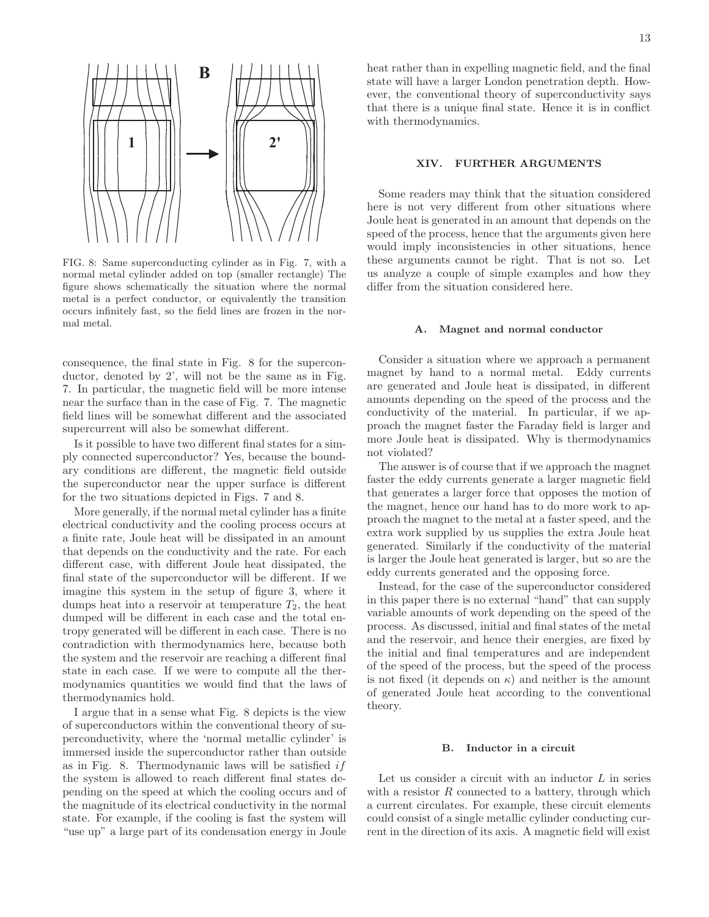B

1

2'

FIG. 8: Same superconducting cylinder as in Fig. 7, with a normal metal cylinder added on top (smaller rectangle) The figure shows schematically the situation where the normal metal is a perfect conductor, or equivalently the transition occurs infinitely fast, so the field lines are frozen in the normal metal.

consequence, the final state in Fig. 8 for the superconductor, denoted by 2', will not be the same as in Fig. 7. In particular, the magnetic field will be more intense near the surface than in the case of Fig. 7. The magnetic field lines will be somewhat different and the associated supercurrent will also be somewhat different.

Is it possible to have two different final states for a simply connected superconductor? Yes, because the boundary conditions are different, the magnetic field outside the superconductor near the upper surface is different for the two situations depicted in Figs. 7 and 8.

More generally, if the normal metal cylinder has a finite electrical conductivity and the cooling process occurs at a finite rate, Joule heat will be dissipated in an amount that depends on the conductivity and the rate. For each different case, with different Joule heat dissipated, the final state of the superconductor will be different. If we imagine this system in the setup of figure 3, where it dumps heat into a reservoir at temperature $T_2$, the heat dumped will be different in each case and the total entropy generated will be different in each case. There is no contradiction with thermodynamics here, because both the system and the reservoir are reaching a different final state in each case. If we were to compute all the thermodynamics quantities we would find that the laws of thermodynamics hold.

I argue that in a sense what Fig. 8 depicts is the view of superconductors within the conventional theory of superconductivity, where the 'normal metallic cylinder' is immersed inside the superconductor rather than outside as in Fig. 8. Thermodynamic laws will be satisfied *if* the system is allowed to reach different final states depending on the speed at which the cooling occurs and of the magnitude of its electrical conductivity in the normal state. For example, if the cooling is fast the system will "use up" a large part of its condensation energy in Joule heat rather than in expelling magnetic field, and the final state will have a larger London penetration depth. However, the conventional theory of superconductivity says that there is a unique final state. Hence it is in conflict with thermodynamics.

## XIV. FURTHER ARGUMENTS

Some readers may think that the situation considered here is not very different from other situations where Joule heat is generated in an amount that depends on the speed of the process, hence that the arguments given here would imply inconsistencies in other situations, hence these arguments cannot be right. That is not so. Let us analyze a couple of simple examples and how they differ from the situation considered here.

### A. Magnet and normal conductor

Consider a situation where we approach a permanent magnet by hand to a normal metal. Eddy currents are generated and Joule heat is dissipated, in different amounts depending on the speed of the process and the conductivity of the material. In particular, if we approach the magnet faster the Faraday field is larger and more Joule heat is dissipated. Why is thermodynamics not violated?

The answer is of course that if we approach the magnet faster the eddy currents generate a larger magnetic field that generates a larger force that opposes the motion of the magnet, hence our hand has to do more work to approach the magnet to the metal at a faster speed, and the extra work supplied by us supplies the extra Joule heat generated. Similarly if the conductivity of the material is larger the Joule heat generated is larger, but so are the eddy currents generated and the opposing force.

Instead, for the case of the superconductor considered in this paper there is no external "hand" that can supply variable amounts of work depending on the speed of the process. As discussed, initial and final states of the metal and the reservoir, and hence their energies, are fixed by the initial and final temperatures and are independent of the speed of the process, but the speed of the process is not fixed (it depends on $\kappa$) and neither is the amount of generated Joule heat according to the conventional theory.

### B. Inductor in a circuit

Let us consider a circuit with an inductor $L$ in series with a resistor $R$ connected to a battery, through which a current circulates. For example, these circuit elements could consist of a single metallic cylinder conducting current in the direction of its axis. A magnetic field will exist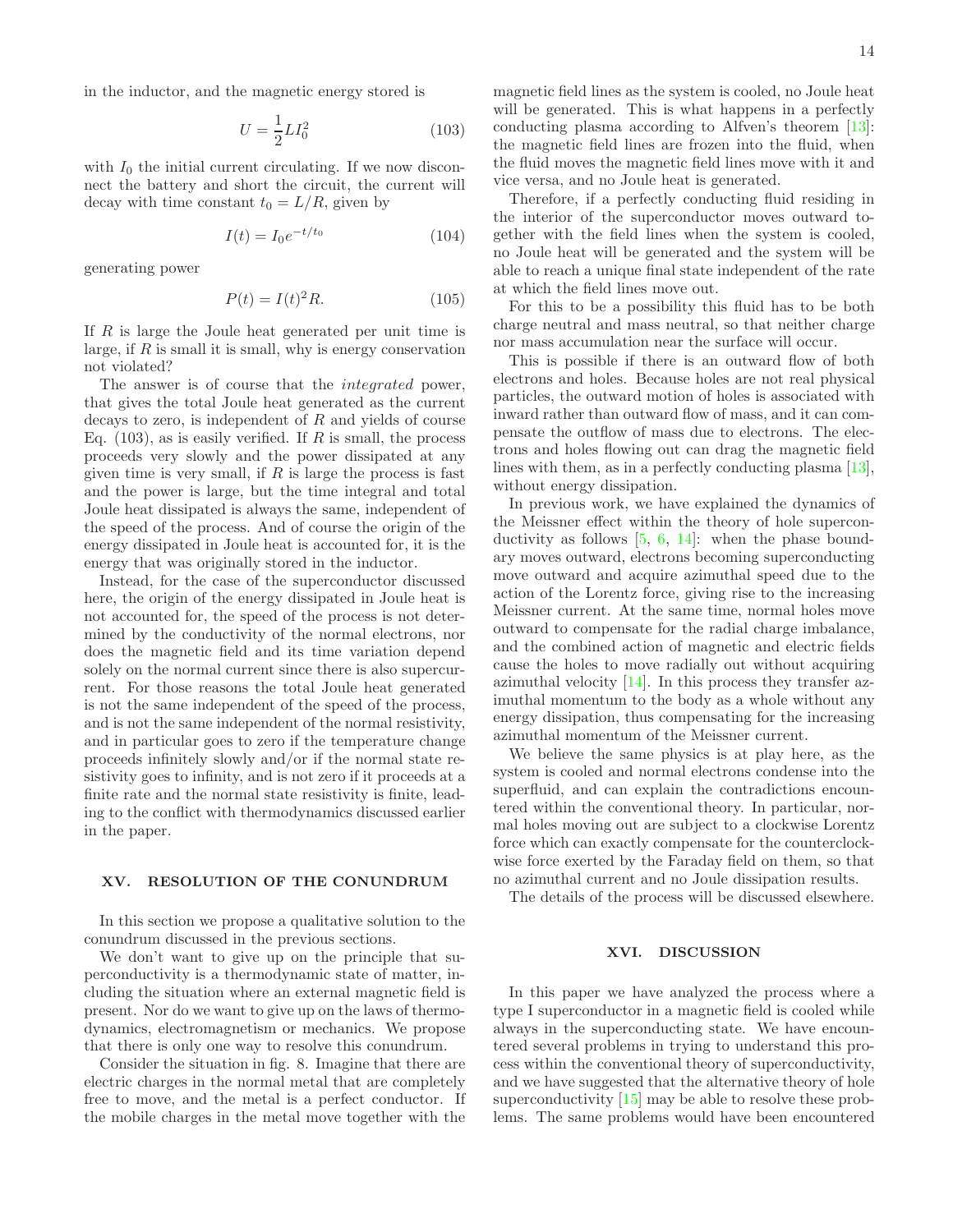in the inductor, and the magnetic energy stored is

$$U = \frac{1}{2} L I_0^2 \tag{103}$$

with $I_0$ the initial current circulating. If we now disconnect the battery and short the circuit, the current will decay with time constant $t_0 = L/R$, given by

$$I(t) = I_0 e^{-t/t_0} \tag{104}$$

generating power

$$P(t) = I(t)^2 R. \tag{105}$$

If $R$ is large the Joule heat generated per unit time is large, if $R$ is small it is small, why is energy conservation not violated?

The answer is of course that the *integrated* power, that gives the total Joule heat generated as the current decays to zero, is independent of $R$ and yields of course Eq. (103), as is easily verified. If $R$ is small, the process proceeds very slowly and the power dissipated at any given time is very small, if $R$ is large the process is fast and the power is large, but the time integral and total Joule heat dissipated is always the same, independent of the speed of the process. And of course the origin of the energy dissipated in Joule heat is accounted for, it is the energy that was originally stored in the inductor.

Instead, for the case of the superconductor discussed here, the origin of the energy dissipated in Joule heat is not accounted for, the speed of the process is not determined by the conductivity of the normal electrons, nor does the magnetic field and its time variation depend solely on the normal current since there is also supercurrent. For those reasons the total Joule heat generated is not the same independent of the speed of the process, and is not the same independent of the normal resistivity, and in particular goes to zero if the temperature change proceeds infinitely slowly and/or if the normal state resistivity goes to infinity, and is not zero if it proceeds at a finite rate and the normal state resistivity is finite, leading to the conflict with thermodynamics discussed earlier in the paper.

## XV. RESOLUTION OF THE CONUNDRUM

In this section we propose a qualitative solution to the conundrum discussed in the previous sections.

We don't want to give up on the principle that superconductivity is a thermodynamic state of matter, including the situation where an external magnetic field is present. Nor do we want to give up on the laws of thermodynamics, electromagnetism or mechanics. We propose that there is only one way to resolve this conundrum.

Consider the situation in fig. 8. Imagine that there are electric charges in the normal metal that are completely free to move, and the metal is a perfect conductor. If the mobile charges in the metal move together with the magnetic field lines as the system is cooled, no Joule heat will be generated. This is what happens in a perfectly conducting plasma according to Alfven's theorem [13]: the magnetic field lines are frozen into the fluid, when the fluid moves the magnetic field lines move with it and vice versa, and no Joule heat is generated.

Therefore, if a perfectly conducting fluid residing in the interior of the superconductor moves outward together with the field lines when the system is cooled, no Joule heat will be generated and the system will be able to reach a unique final state independent of the rate at which the field lines move out.

For this to be a possibility this fluid has to be both charge neutral and mass neutral, so that neither charge nor mass accumulation near the surface will occur.

This is possible if there is an outward flow of both electrons and holes. Because holes are not real physical particles, the outward motion of holes is associated with inward rather than outward flow of mass, and it can compensate the outflow of mass due to electrons. The electrons and holes flowing out can drag the magnetic field lines with them, as in a perfectly conducting plasma [13], without energy dissipation.

In previous work, we have explained the dynamics of the Meissner effect within the theory of hole superconductivity as follows [5, 6, 14]: when the phase boundary moves outward, electrons becoming superconducting move outward and acquire azimuthal speed due to the action of the Lorentz force, giving rise to the increasing Meissner current. At the same time, normal holes move outward to compensate for the radial charge imbalance, and the combined action of magnetic and electric fields cause the holes to move radially out without acquiring azimuthal velocity [14]. In this process they transfer azimuthal momentum to the body as a whole without any energy dissipation, thus compensating for the increasing azimuthal momentum of the Meissner current.

We believe the same physics is at play here, as the system is cooled and normal electrons condense into the superfluid, and can explain the contradictions encountered within the conventional theory. In particular, normal holes moving out are subject to a clockwise Lorentz force which can exactly compensate for the counterclockwise force exerted by the Faraday field on them, so that no azimuthal current and no Joule dissipation results.

The details of the process will be discussed elsewhere.

## XVI. DISCUSSION

In this paper we have analyzed the process where a type I superconductor in a magnetic field is cooled while always in the superconducting state. We have encountered several problems in trying to understand this process within the conventional theory of superconductivity, and we have suggested that the alternative theory of hole superconductivity [15] may be able to resolve these problems. The same problems would have been encountered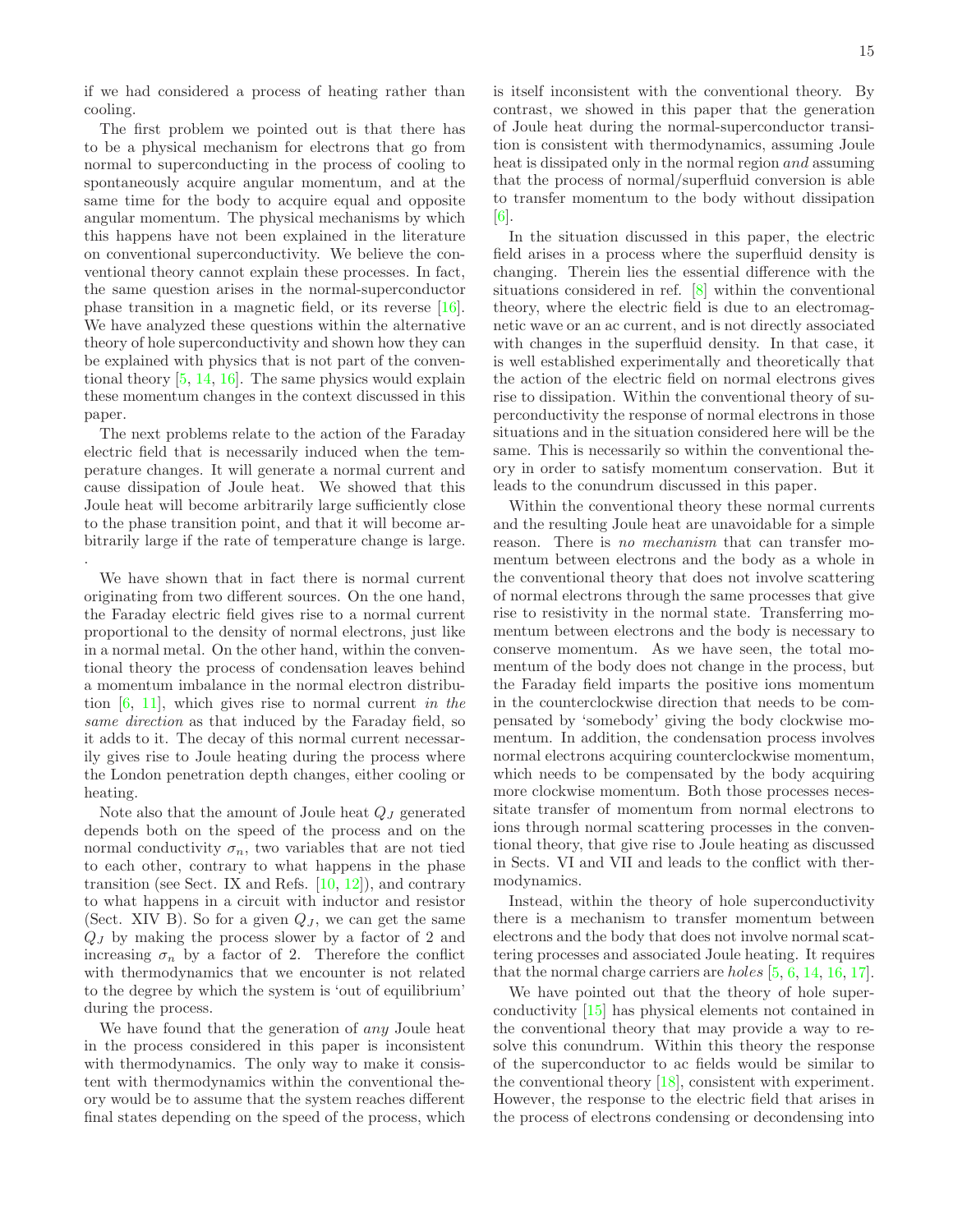if we had considered a process of heating rather than cooling.

The first problem we pointed out is that there has to be a physical mechanism for electrons that go from normal to superconducting in the process of cooling to spontaneously acquire angular momentum, and at the same time for the body to acquire equal and opposite angular momentum. The physical mechanisms by which this happens have not been explained in the literature on conventional superconductivity. We believe the conventional theory cannot explain these processes. In fact, the same question arises in the normal-superconductor phase transition in a magnetic field, or its reverse [16]. We have analyzed these questions within the alternative theory of hole superconductivity and shown how they can be explained with physics that is not part of the conventional theory [5, 14, 16]. The same physics would explain these momentum changes in the context discussed in this paper.

The next problems relate to the action of the Faraday electric field that is necessarily induced when the temperature changes. It will generate a normal current and cause dissipation of Joule heat. We showed that this Joule heat will become arbitrarily large sufficiently close to the phase transition point, and that it will become arbitrarily large if the rate of temperature change is large.
.

We have shown that in fact there is normal current originating from two different sources. On the one hand, the Faraday electric field gives rise to a normal current proportional to the density of normal electrons, just like in a normal metal. On the other hand, within the conventional theory the process of condensation leaves behind a momentum imbalance in the normal electron distribution [6, 11], which gives rise to normal current *in the same direction* as that induced by the Faraday field, so it adds to it. The decay of this normal current necessarily gives rise to Joule heating during the process where the London penetration depth changes, either cooling or heating.

Note also that the amount of Joule heat $Q_J$ generated depends both on the speed of the process and on the normal conductivity $\sigma_n$, two variables that are not tied to each other, contrary to what happens in the phase transition (see Sect. IX and Refs. [10, 12]), and contrary to what happens in a circuit with inductor and resistor (Sect. XIV B). So for a given $Q_J$, we can get the same $Q_J$ by making the process slower by a factor of 2 and increasing $\sigma_n$ by a factor of 2. Therefore the conflict with thermodynamics that we encounter is not related to the degree by which the system is 'out of equilibrium' during the process.

We have found that the generation of *any* Joule heat in the process considered in this paper is inconsistent with thermodynamics. The only way to make it consistent with thermodynamics within the conventional theory would be to assume that the system reaches different final states depending on the speed of the process, which is itself inconsistent with the conventional theory. By contrast, we showed in this paper that the generation of Joule heat during the normal-superconductor transition is consistent with thermodynamics, assuming Joule heat is dissipated only in the normal region *and* assuming that the process of normal/superfluid conversion is able to transfer momentum to the body without dissipation [6].

In the situation discussed in this paper, the electric field arises in a process where the superfluid density is changing. Therein lies the essential difference with the situations considered in ref. [8] within the conventional theory, where the electric field is due to an electromagnetic wave or an ac current, and is not directly associated with changes in the superfluid density. In that case, it is well established experimentally and theoretically that the action of the electric field on normal electrons gives rise to dissipation. Within the conventional theory of superconductivity the response of normal electrons in those situations and in the situation considered here will be the same. This is necessarily so within the conventional theory in order to satisfy momentum conservation. But it leads to the conundrum discussed in this paper.

Within the conventional theory these normal currents and the resulting Joule heat are unavoidable for a simple reason. There is *no mechanism* that can transfer momentum between electrons and the body as a whole in the conventional theory that does not involve scattering of normal electrons through the same processes that give rise to resistivity in the normal state. Transferring momentum between electrons and the body is necessary to conserve momentum. As we have seen, the total momentum of the body does not change in the process, but the Faraday field imparts the positive ions momentum in the counterclockwise direction that needs to be compensated by 'somebody' giving the body clockwise momentum. In addition, the condensation process involves normal electrons acquiring counterclockwise momentum, which needs to be compensated by the body acquiring more clockwise momentum. Both those processes necessitate transfer of momentum from normal electrons to ions through normal scattering processes in the conventional theory, that give rise to Joule heating as discussed in Sects. VI and VII and leads to the conflict with thermodynamics.

Instead, within the theory of hole superconductivity there is a mechanism to transfer momentum between electrons and the body that does not involve normal scattering processes and associated Joule heating. It requires that the normal charge carriers are *holes* [5, 6, 14, 16, 17].

We have pointed out that the theory of hole superconductivity [15] has physical elements not contained in the conventional theory that may provide a way to resolve this conundrum. Within this theory the response of the superconductor to ac fields would be similar to the conventional theory [18], consistent with experiment. However, the response to the electric field that arises in the process of electrons condensing or decondensing into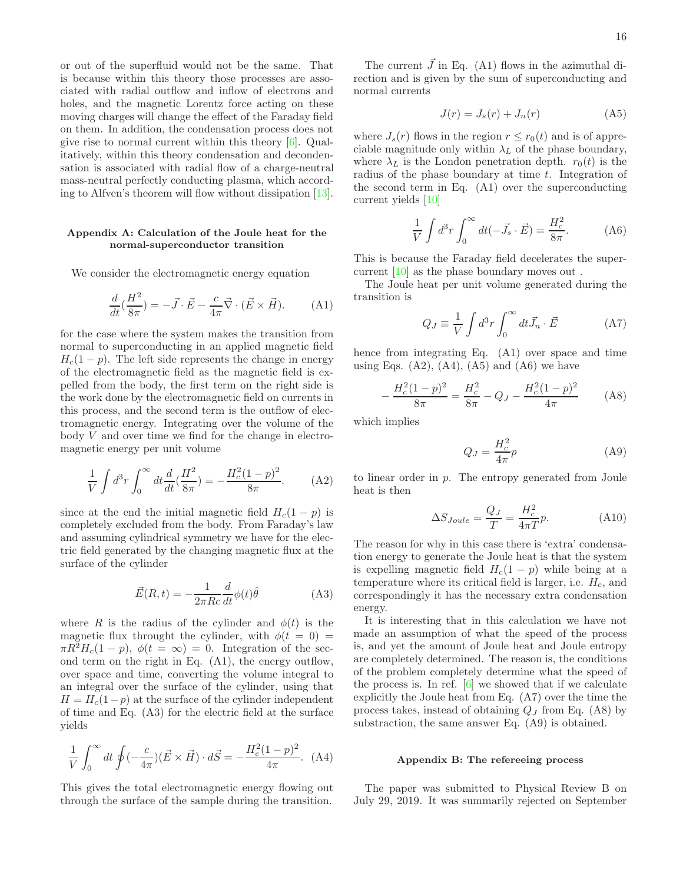or out of the superfluid would not be the same. That is because within this theory those processes are associated with radial outflow and inflow of electrons and holes, and the magnetic Lorentz force acting on these moving charges will change the effect of the Faraday field on them. In addition, the condensation process does not give rise to normal current within this theory [6]. Qualitatively, within this theory condensation and decondensation is associated with radial flow of a charge-neutral mass-neutral perfectly conducting plasma, which according to Alfven's theorem will flow without dissipation [13].

### Appendix A: Calculation of the Joule heat for the normal-superconductor transition

We consider the electromagnetic energy equation

$$\frac{d}{dt}(\frac{H^2}{8\pi}) = -\vec{J}\cdot\vec{E} - \frac{c}{4\pi}\vec{\nabla}\cdot(\vec{E}\times\vec{H}). \quad \text{(A1)}$$

for the case where the system makes the transition from normal to superconducting in an applied magnetic field $H_c(1-p)$. The left side represents the change in energy of the electromagnetic field as the magnetic field is expelled from the body, the first term on the right side is the work done by the electromagnetic field on currents in this process, and the second term is the outflow of electromagnetic energy. Integrating over the volume of the body $V$ and over time we find for the change in electromagnetic energy per unit volume

$$\frac{1}{V}\int d^3r \int_0^\infty dt \frac{d}{dt}(\frac{H^2}{8\pi}) = -\frac{H_c^2(1-p)^2}{8\pi}. \quad \text{(A2)}$$

since at the end the initial magnetic field $H_c(1-p)$ is completely excluded from the body. From Faraday's law and assuming cylindrical symmetry we have for the electric field generated by the changing magnetic flux at the surface of the cylinder

$$\vec{E}(R,t) = -\frac{1}{2\pi Rc}\frac{d}{dt}\phi(t)\hat{\theta} \quad \text{(A3)}$$

where $R$ is the radius of the cylinder and $\phi(t)$ is the magnetic flux throught the cylinder, with $\phi(t=0) = \pi R^2 H_c(1-p)$, $\phi(t=\infty) = 0$. Integration of the second term on the right in Eq. (A1), the energy outflow, over space and time, converting the volume integral to an integral over the surface of the cylinder, using that $H = H_c(1-p)$ at the surface of the cylinder independent of time and Eq. (A3) for the electric field at the surface yields

$$\frac{1}{V}\int_0^\infty dt \oint(-\frac{c}{4\pi})(\vec{E}\times\vec{H})\cdot d\vec{S} = -\frac{H_c^2(1-p)^2}{4\pi}. \quad \text{(A4)}$$

This gives the total electromagnetic energy flowing out through the surface of the sample during the transition.

The current $\vec{J}$ in Eq. (A1) flows in the azimuthal direction and is given by the sum of superconducting and normal currents

$$J(r) = J_s(r) + J_n(r) \quad \text{(A5)}$$

where $J_s(r)$ flows in the region $r \leq r_0(t)$ and is of appreciable magnitude only within $\lambda_L$ of the phase boundary, where $\lambda_L$ is the London penetration depth. $r_0(t)$ is the radius of the phase boundary at time $t$. Integration of the second term in Eq. (A1) over the superconducting current yields [10]

$$\frac{1}{V}\int d^3r \int_0^\infty dt(-\vec{J}_s\cdot\vec{E}) = \frac{H_c^2}{8\pi}. \quad \text{(A6)}$$

This is because the Faraday field decelerates the supercurrent [10] as the phase boundary moves out .

The Joule heat per unit volume generated during the transition is

$$Q_J \equiv \frac{1}{V}\int d^3r \int_0^\infty dt \vec{J}_n\cdot\vec{E} \quad \text{(A7)}$$

hence from integrating Eq. (A1) over space and time using Eqs. (A2), (A4), (A5) and (A6) we have

$$-\frac{H_c^2(1-p)^2}{8\pi} = \frac{H_c^2}{8\pi} - Q_J - \frac{H_c^2(1-p)^2}{4\pi} \quad \text{(A8)}$$

which implies

$$Q_J = \frac{H_c^2}{4\pi}p \quad \text{(A9)}$$

to linear order in $p$. The entropy generated from Joule heat is then

$$\Delta S_{Joule} = \frac{Q_J}{T} = \frac{H_c^2}{4\pi T}p. \quad \text{(A10)}$$

The reason for why in this case there is 'extra' condensation energy to generate the Joule heat is that the system is expelling magnetic field $H_c(1-p)$ while being at a temperature where its critical field is larger, i.e. $H_c$, and correspondingly it has the necessary extra condensation energy.

It is interesting that in this calculation we have not made an assumption of what the speed of the process is, and yet the amount of Joule heat and Joule entropy are completely determined. The reason is, the conditions of the problem completely determine what the speed of the process is. In ref. [6] we showed that if we calculate explicitly the Joule heat from Eq. (A7) over the time the process takes, instead of obtaining $Q_J$ from Eq. (A8) by substraction, the same answer Eq. (A9) is obtained.

### Appendix B: The refereeing process

The paper was submitted to Physical Review B on July 29, 2019. It was summarily rejected on September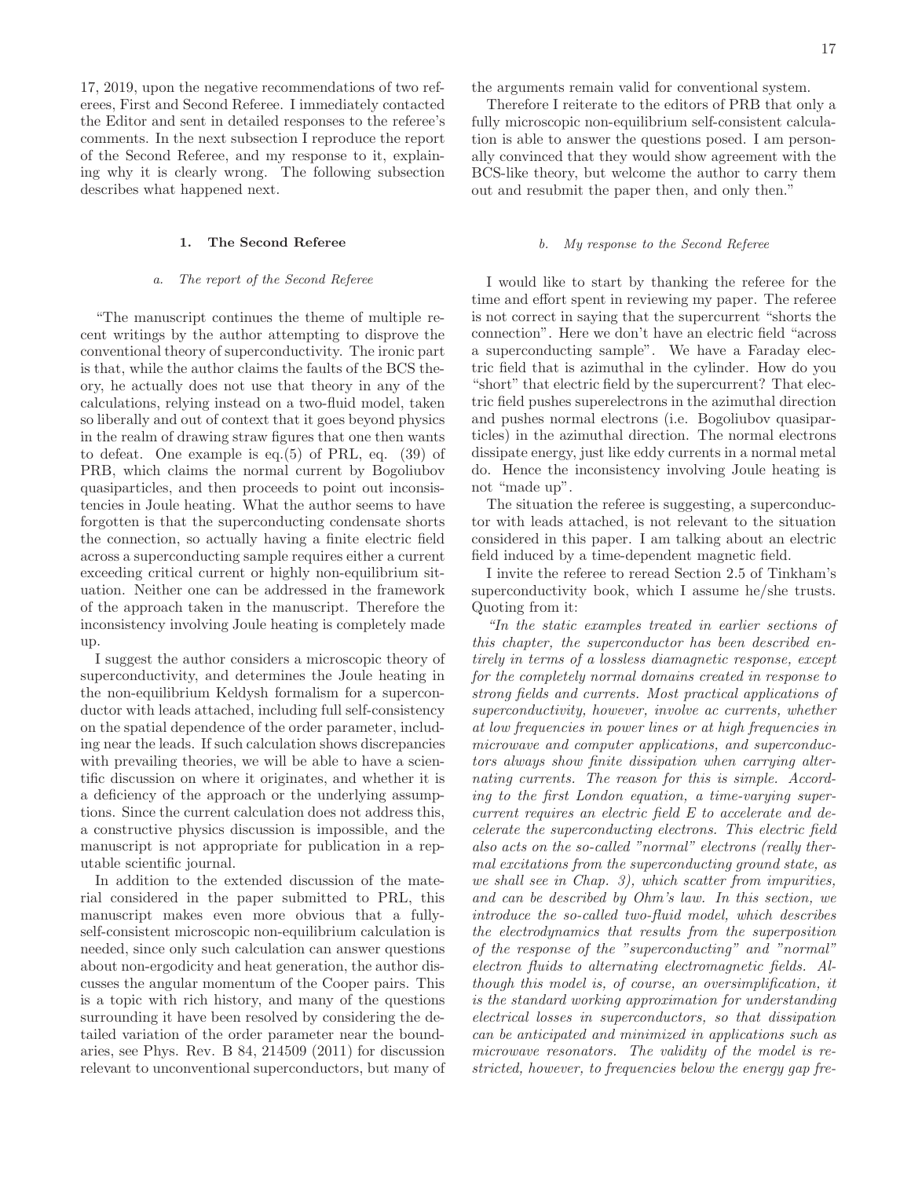17, 2019, upon the negative recommendations of two referees, First and Second Referee. I immediately contacted the Editor and sent in detailed responses to the referee's comments. In the next subsection I reproduce the report of the Second Referee, and my response to it, explaining why it is clearly wrong. The following subsection describes what happened next.

### 1. The Second Referee

#### a. The report of the Second Referee

"The manuscript continues the theme of multiple recent writings by the author attempting to disprove the conventional theory of superconductivity. The ironic part is that, while the author claims the faults of the BCS theory, he actually does not use that theory in any of the calculations, relying instead on a two-fluid model, taken so liberally and out of context that it goes beyond physics in the realm of drawing straw figures that one then wants to defeat. One example is eq.(5) of PRL, eq. (39) of PRB, which claims the normal current by Bogoliubov quasiparticles, and then proceeds to point out inconsistencies in Joule heating. What the author seems to have forgotten is that the superconducting condensate shorts the connection, so actually having a finite electric field across a superconducting sample requires either a current exceeding critical current or highly non-equilibrium situation. Neither one can be addressed in the framework of the approach taken in the manuscript. Therefore the inconsistency involving Joule heating is completely made up.

I suggest the author considers a microscopic theory of superconductivity, and determines the Joule heating in the non-equilibrium Keldysh formalism for a superconductor with leads attached, including full self-consistency on the spatial dependence of the order parameter, including near the leads. If such calculation shows discrepancies with prevailing theories, we will be able to have a scientific discussion on where it originates, and whether it is a deficiency of the approach or the underlying assumptions. Since the current calculation does not address this, a constructive physics discussion is impossible, and the manuscript is not appropriate for publication in a reputable scientific journal.

In addition to the extended discussion of the material considered in the paper submitted to PRL, this manuscript makes even more obvious that a fully-self-consistent microscopic non-equilibrium calculation is needed, since only such calculation can answer questions about non-ergodicity and heat generation, the author discusses the angular momentum of the Cooper pairs. This is a topic with rich history, and many of the questions surrounding it have been resolved by considering the detailed variation of the order parameter near the boundaries, see Phys. Rev. B 84, 214509 (2011) for discussion relevant to unconventional superconductors, but many of the arguments remain valid for conventional system.

Therefore I reiterate to the editors of PRB that only a fully microscopic non-equilibrium self-consistent calculation is able to answer the questions posed. I am personally convinced that they would show agreement with the BCS-like theory, but welcome the author to carry them out and resubmit the paper then, and only then."

#### b. My response to the Second Referee

I would like to start by thanking the referee for the time and effort spent in reviewing my paper. The referee is not correct in saying that the supercurrent "shorts the connection". Here we don't have an electric field "across a superconducting sample". We have a Faraday electric field that is azimuthal in the cylinder. How do you "short" that electric field by the supercurrent? That electric field pushes superelectrons in the azimuthal direction and pushes normal electrons (i.e. Bogoliubov quasiparticles) in the azimuthal direction. The normal electrons dissipate energy, just like eddy currents in a normal metal do. Hence the inconsistency involving Joule heating is not "made up".

The situation the referee is suggesting, a superconductor with leads attached, is not relevant to the situation considered in this paper. I am talking about an electric field induced by a time-dependent magnetic field.

I invite the referee to reread Section 2.5 of Tinkham's superconductivity book, which I assume he/she trusts. Quoting from it:

*"In the static examples treated in earlier sections of this chapter, the superconductor has been described entirely in terms of a lossless diamagnetic response, except for the completely normal domains created in response to strong fields and currents. Most practical applications of superconductivity, however, involve ac currents, whether at low frequencies in power lines or at high frequencies in microwave and computer applications, and superconductors always show finite dissipation when carrying alternating currents. The reason for this is simple. According to the first London equation, a time-varying supercurrent requires an electric field E to accelerate and decelerate the superconducting electrons. This electric field also acts on the so-called "normal" electrons (really thermal excitations from the superconducting ground state, as we shall see in Chap. 3), which scatter from impurities, and can be described by Ohm's law. In this section, we introduce the so-called two-fluid model, which describes the electrodynamics that results from the superposition of the response of the "superconducting" and "normal" electron fluids to alternating electromagnetic fields. Although this model is, of course, an oversimplification, it is the standard working approximation for understanding electrical losses in superconductors, so that dissipation can be anticipated and minimized in applications such as microwave resonators. The validity of the model is restricted, however, to frequencies below the energy gap fre-*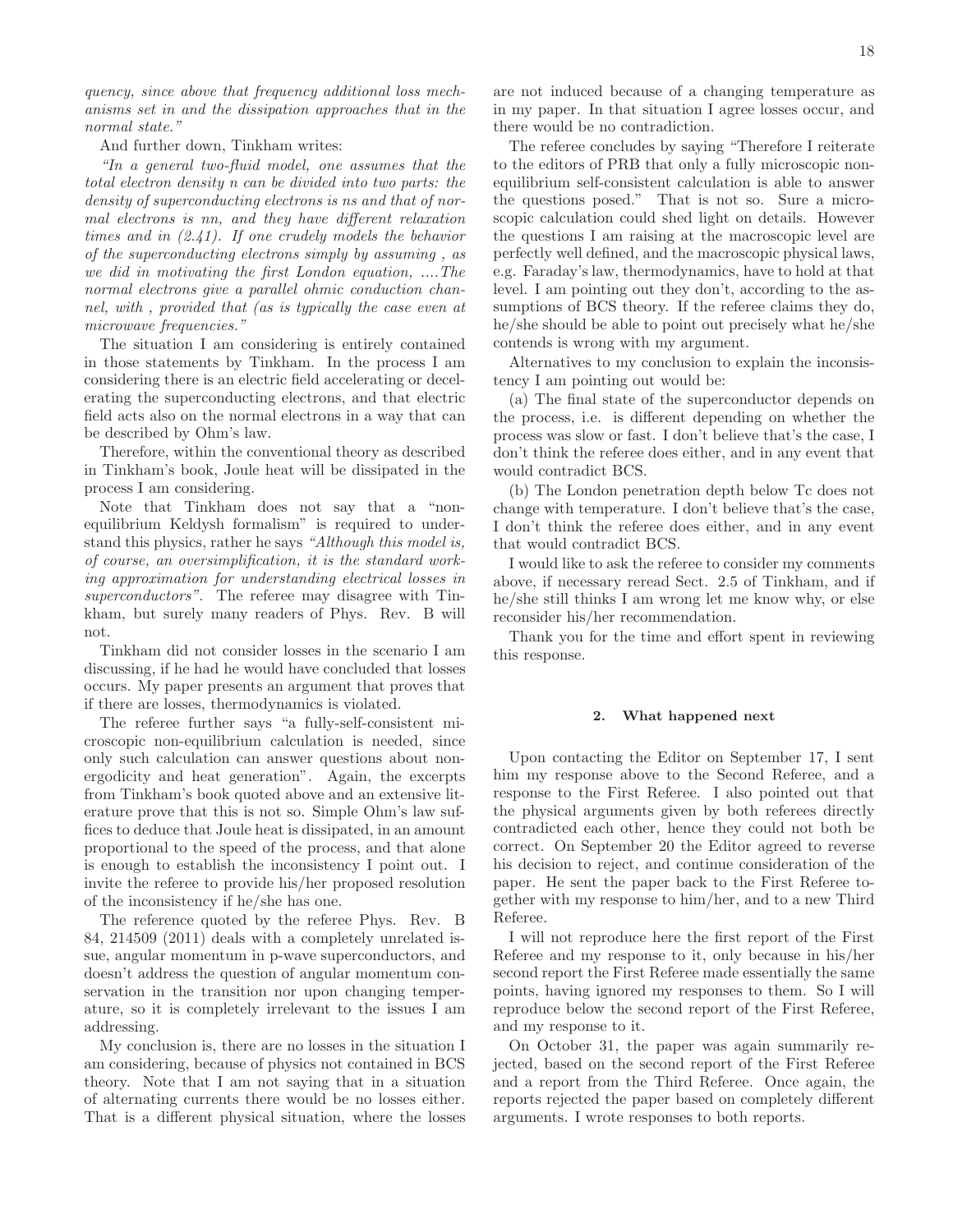*quency, since above that frequency additional loss mechanisms set in and the dissipation approaches that in the normal state."*

And further down, Tinkham writes:

*"In a general two-fluid model, one assumes that the total electron density n can be divided into two parts: the density of superconducting electrons is ns and that of normal electrons is nn, and they have different relaxation times and in (2.41). If one crudely models the behavior of the superconducting electrons simply by assuming , as we did in motivating the first London equation, ....The normal electrons give a parallel ohmic conduction channel, with , provided that (as is typically the case even at microwave frequencies."*

The situation I am considering is entirely contained in those statements by Tinkham. In the process I am considering there is an electric field accelerating or decelerating the superconducting electrons, and that electric field acts also on the normal electrons in a way that can be described by Ohm's law.

Therefore, within the conventional theory as described in Tinkham's book, Joule heat will be dissipated in the process I am considering.

Note that Tinkham does not say that a "non-equilibrium Keldysh formalism" is required to understand this physics, rather he says *"Although this model is, of course, an oversimplification, it is the standard working approximation for understanding electrical losses in superconductors"*. The referee may disagree with Tinkham, but surely many readers of Phys. Rev. B will not.

Tinkham did not consider losses in the scenario I am discussing, if he had he would have concluded that losses occurs. My paper presents an argument that proves that if there are losses, thermodynamics is violated.

The referee further says "a fully-self-consistent microscopic non-equilibrium calculation is needed, since only such calculation can answer questions about non-ergodicity and heat generation". Again, the excerpts from Tinkham's book quoted above and an extensive literature prove that this is not so. Simple Ohm's law suffices to deduce that Joule heat is dissipated, in an amount proportional to the speed of the process, and that alone is enough to establish the inconsistency I point out. I invite the referee to provide his/her proposed resolution of the inconsistency if he/she has one.

The reference quoted by the referee Phys. Rev. B 84, 214509 (2011) deals with a completely unrelated issue, angular momentum in p-wave superconductors, and doesn't address the question of angular momentum conservation in the transition nor upon changing temperature, so it is completely irrelevant to the issues I am addressing.

My conclusion is, there are no losses in the situation I am considering, because of physics not contained in BCS theory. Note that I am not saying that in a situation of alternating currents there would be no losses either. That is a different physical situation, where the losses are not induced because of a changing temperature as in my paper. In that situation I agree losses occur, and there would be no contradiction.

The referee concludes by saying "Therefore I reiterate to the editors of PRB that only a fully microscopic non-equilibrium self-consistent calculation is able to answer the questions posed." That is not so. Sure a microscopic calculation could shed light on details. However the questions I am raising at the macroscopic level are perfectly well defined, and the macroscopic physical laws, e.g. Faraday's law, thermodynamics, have to hold at that level. I am pointing out they don't, according to the assumptions of BCS theory. If the referee claims they do, he/she should be able to point out precisely what he/she contends is wrong with my argument.

Alternatives to my conclusion to explain the inconsistency I am pointing out would be:

(a) The final state of the superconductor depends on the process, i.e. is different depending on whether the process was slow or fast. I don't believe that's the case, I don't think the referee does either, and in any event that would contradict BCS.

(b) The London penetration depth below Tc does not change with temperature. I don't believe that's the case, I don't think the referee does either, and in any event that would contradict BCS.

I would like to ask the referee to consider my comments above, if necessary reread Sect. 2.5 of Tinkham, and if he/she still thinks I am wrong let me know why, or else reconsider his/her recommendation.

Thank you for the time and effort spent in reviewing this response.

### 2. What happened next

Upon contacting the Editor on September 17, I sent him my response above to the Second Referee, and a response to the First Referee. I also pointed out that the physical arguments given by both referees directly contradicted each other, hence they could not both be correct. On September 20 the Editor agreed to reverse his decision to reject, and continue consideration of the paper. He sent the paper back to the First Referee together with my response to him/her, and to a new Third Referee.

I will not reproduce here the first report of the First Referee and my response to it, only because in his/her second report the First Referee made essentially the same points, having ignored my responses to them. So I will reproduce below the second report of the First Referee, and my response to it.

On October 31, the paper was again summarily rejected, based on the second report of the First Referee and a report from the Third Referee. Once again, the reports rejected the paper based on completely different arguments. I wrote responses to both reports.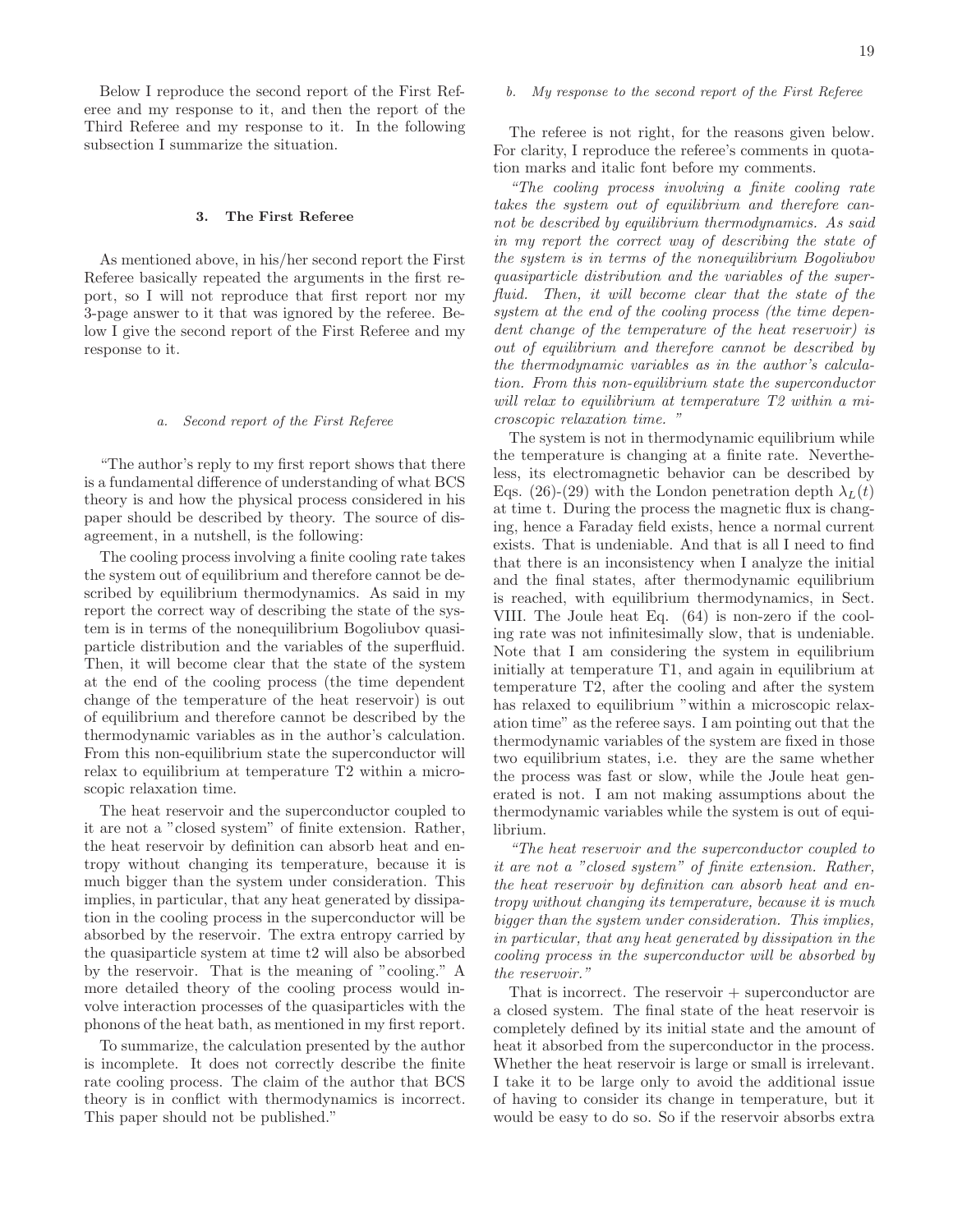Below I reproduce the second report of the First Referee and my response to it, and then the report of the Third Referee and my response to it. In the following subsection I summarize the situation.

### 3. The First Referee

As mentioned above, in his/her second report the First Referee basically repeated the arguments in the first report, so I will not reproduce that first report nor my 3-page answer to it that was ignored by the referee. Below I give the second report of the First Referee and my response to it.

#### a. Second report of the First Referee

"The author's reply to my first report shows that there is a fundamental difference of understanding of what BCS theory is and how the physical process considered in his paper should be described by theory. The source of disagreement, in a nutshell, is the following:

The cooling process involving a finite cooling rate takes the system out of equilibrium and therefore cannot be described by equilibrium thermodynamics. As said in my report the correct way of describing the state of the system is in terms of the nonequilibrium Bogoliubov quasiparticle distribution and the variables of the superfluid. Then, it will become clear that the state of the system at the end of the cooling process (the time dependent change of the temperature of the heat reservoir) is out of equilibrium and therefore cannot be described by the thermodynamic variables as in the author's calculation. From this non-equilibrium state the superconductor will relax to equilibrium at temperature T2 within a microscopic relaxation time.

The heat reservoir and the superconductor coupled to it are not a "closed system" of finite extension. Rather, the heat reservoir by definition can absorb heat and entropy without changing its temperature, because it is much bigger than the system under consideration. This implies, in particular, that any heat generated by dissipation in the cooling process in the superconductor will be absorbed by the reservoir. The extra entropy carried by the quasiparticle system at time t2 will also be absorbed by the reservoir. That is the meaning of "cooling." A more detailed theory of the cooling process would involve interaction processes of the quasiparticles with the phonons of the heat bath, as mentioned in my first report.

To summarize, the calculation presented by the author is incomplete. It does not correctly describe the finite rate cooling process. The claim of the author that BCS theory is in conflict with thermodynamics is incorrect. This paper should not be published."

#### b. My response to the second report of the First Referee

The referee is not right, for the reasons given below. For clarity, I reproduce the referee's comments in quotation marks and italic font before my comments.

*"The cooling process involving a finite cooling rate takes the system out of equilibrium and therefore cannot be described by equilibrium thermodynamics. As said in my report the correct way of describing the state of the system is in terms of the nonequilibrium Bogoliubov quasiparticle distribution and the variables of the superfluid. Then, it will become clear that the state of the system at the end of the cooling process (the time dependent change of the temperature of the heat reservoir) is out of equilibrium and therefore cannot be described by the thermodynamic variables as in the author's calculation. From this non-equilibrium state the superconductor will relax to equilibrium at temperature T2 within a microscopic relaxation time. "*

The system is not in thermodynamic equilibrium while the temperature is changing at a finite rate. Nevertheless, its electromagnetic behavior can be described by Eqs. (26)-(29) with the London penetration depth $\lambda_L(t)$ at time t. During the process the magnetic flux is changing, hence a Faraday field exists, hence a normal current exists. That is undeniable. And that is all I need to find that there is an inconsistency when I analyze the initial and the final states, after thermodynamic equilibrium is reached, with equilibrium thermodynamics, in Sect. VIII. The Joule heat Eq. (64) is non-zero if the cooling rate was not infinitesimally slow, that is undeniable. Note that I am considering the system in equilibrium initially at temperature T1, and again in equilibrium at temperature T2, after the cooling and after the system has relaxed to equilibrium "within a microscopic relaxation time" as the referee says. I am pointing out that the thermodynamic variables of the system are fixed in those two equilibrium states, i.e. they are the same whether the process was fast or slow, while the Joule heat generated is not. I am not making assumptions about the thermodynamic variables while the system is out of equilibrium.

*"The heat reservoir and the superconductor coupled to it are not a "closed system" of finite extension. Rather, the heat reservoir by definition can absorb heat and entropy without changing its temperature, because it is much bigger than the system under consideration. This implies, in particular, that any heat generated by dissipation in the cooling process in the superconductor will be absorbed by the reservoir."*

That is incorrect. The reservoir + superconductor are a closed system. The final state of the heat reservoir is completely defined by its initial state and the amount of heat it absorbed from the superconductor in the process. Whether the heat reservoir is large or small is irrelevant. I take it to be large only to avoid the additional issue of having to consider its change in temperature, but it would be easy to do so. So if the reservoir absorbs extra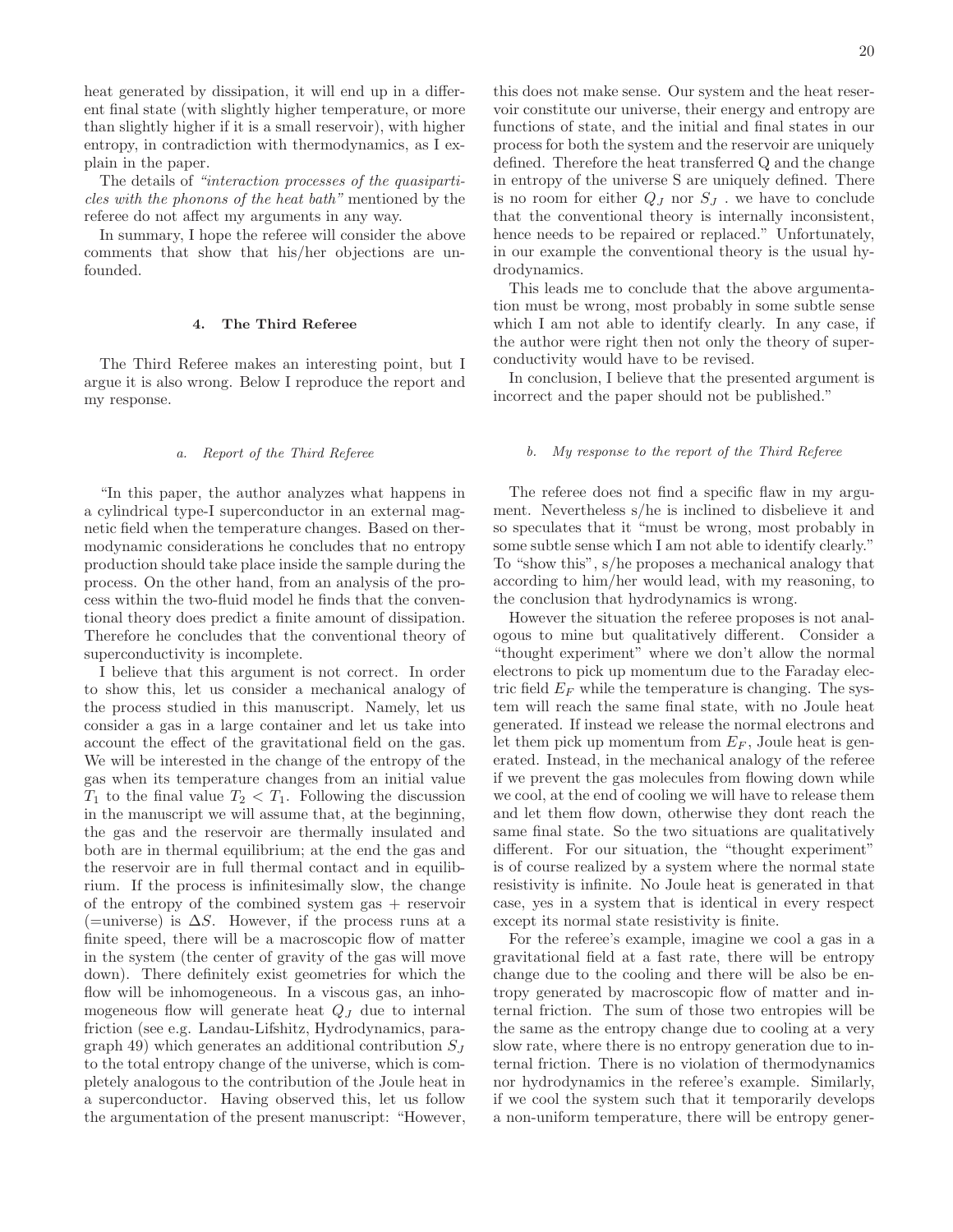heat generated by dissipation, it will end up in a different final state (with slightly higher temperature, or more than slightly higher if it is a small reservoir), with higher entropy, in contradiction with thermodynamics, as I explain in the paper.

The details of *"interaction processes of the quasiparticles with the phonons of the heat bath"* mentioned by the referee do not affect my arguments in any way.

In summary, I hope the referee will consider the above comments that show that his/her objections are unfounded.

### 4. The Third Referee

The Third Referee makes an interesting point, but I argue it is also wrong. Below I reproduce the report and my response.

#### a. Report of the Third Referee

"In this paper, the author analyzes what happens in a cylindrical type-I superconductor in an external magnetic field when the temperature changes. Based on thermodynamic considerations he concludes that no entropy production should take place inside the sample during the process. On the other hand, from an analysis of the process within the two-fluid model he finds that the conventional theory does predict a finite amount of dissipation. Therefore he concludes that the conventional theory of superconductivity is incomplete.

I believe that this argument is not correct. In order to show this, let us consider a mechanical analogy of the process studied in this manuscript. Namely, let us consider a gas in a large container and let us take into account the effect of the gravitational field on the gas. We will be interested in the change of the entropy of the gas when its temperature changes from an initial value $T_1$ to the final value $T_2 < T_1$. Following the discussion in the manuscript we will assume that, at the beginning, the gas and the reservoir are thermally insulated and both are in thermal equilibrium; at the end the gas and the reservoir are in full thermal contact and in equilibrium. If the process is infinitesimally slow, the change of the entropy of the combined system gas + reservoir (=universe) is $\Delta S$. However, if the process runs at a finite speed, there will be a macroscopic flow of matter in the system (the center of gravity of the gas will move down). There definitely exist geometries for which the flow will be inhomogeneous. In a viscous gas, an inhomogeneous flow will generate heat $Q_J$ due to internal friction (see e.g. Landau-Lifshitz, Hydrodynamics, paragraph 49) which generates an additional contribution $S_J$ to the total entropy change of the universe, which is completely analogous to the contribution of the Joule heat in a superconductor. Having observed this, let us follow the argumentation of the present manuscript: "However, this does not make sense. Our system and the heat reservoir constitute our universe, their energy and entropy are functions of state, and the initial and final states in our process for both the system and the reservoir are uniquely defined. Therefore the heat transferred Q and the change in entropy of the universe S are uniquely defined. There is no room for either $Q_J$ nor $S_J$ . we have to conclude that the conventional theory is internally inconsistent, hence needs to be repaired or replaced." Unfortunately, in our example the conventional theory is the usual hydrodynamics.

This leads me to conclude that the above argumentation must be wrong, most probably in some subtle sense which I am not able to identify clearly. In any case, if the author were right then not only the theory of superconductivity would have to be revised.

In conclusion, I believe that the presented argument is incorrect and the paper should not be published."

#### b. My response to the report of the Third Referee

The referee does not find a specific flaw in my argument. Nevertheless s/he is inclined to disbelieve it and so speculates that it "must be wrong, most probably in some subtle sense which I am not able to identify clearly." To "show this", s/he proposes a mechanical analogy that according to him/her would lead, with my reasoning, to the conclusion that hydrodynamics is wrong.

However the situation the referee proposes is not analogous to mine but qualitatively different. Consider a "thought experiment" where we don't allow the normal electrons to pick up momentum due to the Faraday electric field $E_F$ while the temperature is changing. The system will reach the same final state, with no Joule heat generated. If instead we release the normal electrons and let them pick up momentum from $E_F$, Joule heat is generated. Instead, in the mechanical analogy of the referee if we prevent the gas molecules from flowing down while we cool, at the end of cooling we will have to release them and let them flow down, otherwise they dont reach the same final state. So the two situations are qualitatively different. For our situation, the "thought experiment" is of course realized by a system where the normal state resistivity is infinite. No Joule heat is generated in that case, yes in a system that is identical in every respect except its normal state resistivity is finite.

For the referee's example, imagine we cool a gas in a gravitational field at a fast rate, there will be entropy change due to the cooling and there will be also be entropy generated by macroscopic flow of matter and internal friction. The sum of those two entropies will be the same as the entropy change due to cooling at a very slow rate, where there is no entropy generation due to internal friction. There is no violation of thermodynamics nor hydrodynamics in the referee's example. Similarly, if we cool the system such that it temporarily develops a non-uniform temperature, there will be entropy gener-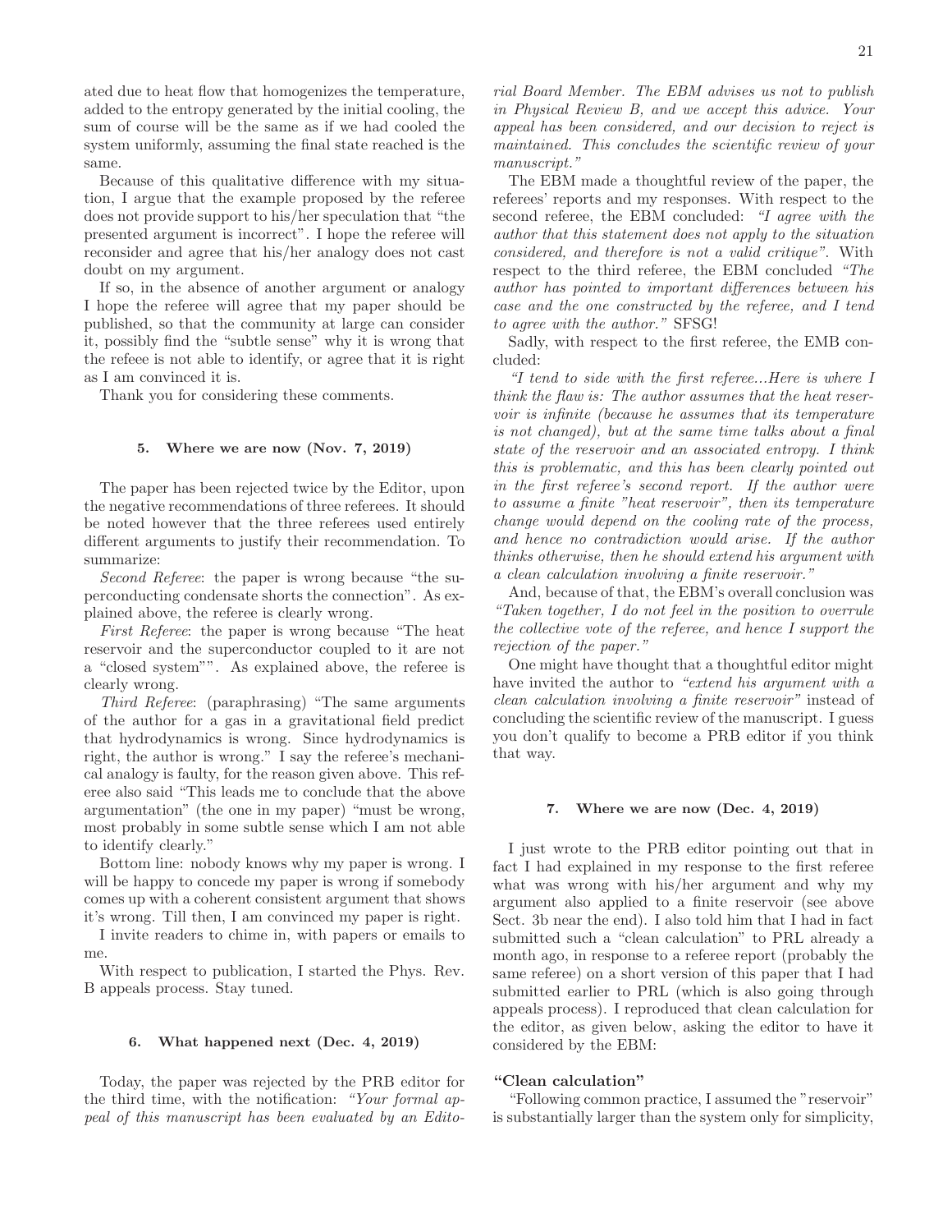ated due to heat flow that homogenizes the temperature, added to the entropy generated by the initial cooling, the sum of course will be the same as if we had cooled the system uniformly, assuming the final state reached is the same.

Because of this qualitative difference with my situation, I argue that the example proposed by the referee does not provide support to his/her speculation that "the presented argument is incorrect". I hope the referee will reconsider and agree that his/her analogy does not cast doubt on my argument.

If so, in the absence of another argument or analogy I hope the referee will agree that my paper should be published, so that the community at large can consider it, possibly find the "subtle sense" why it is wrong that the refeee is not able to identify, or agree that it is right as I am convinced it is.

Thank you for considering these comments.

#### 5. Where we are now (Nov. 7, 2019)

The paper has been rejected twice by the Editor, upon the negative recommendations of three referees. It should be noted however that the three referees used entirely different arguments to justify their recommendation. To summarize:

*Second Referee*: the paper is wrong because "the superconducting condensate shorts the connection". As explained above, the referee is clearly wrong.

*First Referee*: the paper is wrong because "The heat reservoir and the superconductor coupled to it are not a "closed system"". As explained above, the referee is clearly wrong.

*Third Referee*: (paraphrasing) "The same arguments of the author for a gas in a gravitational field predict that hydrodynamics is wrong. Since hydrodynamics is right, the author is wrong." I say the referee's mechanical analogy is faulty, for the reason given above. This referee also said "This leads me to conclude that the above argumentation" (the one in my paper) "must be wrong, most probably in some subtle sense which I am not able to identify clearly."

Bottom line: nobody knows why my paper is wrong. I will be happy to concede my paper is wrong if somebody comes up with a coherent consistent argument that shows it's wrong. Till then, I am convinced my paper is right.

I invite readers to chime in, with papers or emails to me.

With respect to publication, I started the Phys. Rev. B appeals process. Stay tuned.

#### 6. What happened next (Dec. 4, 2019)

Today, the paper was rejected by the PRB editor for the third time, with the notification: *"Your formal appeal of this manuscript has been evaluated by an Editorial Board Member. The EBM advises us not to publish in Physical Review B, and we accept this advice. Your appeal has been considered, and our decision to reject is maintained. This concludes the scientific review of your manuscript."*

The EBM made a thoughtful review of the paper, the referees' reports and my responses. With respect to the second referee, the EBM concluded: *"I agree with the author that this statement does not apply to the situation considered, and therefore is not a valid critique"*. With respect to the third referee, the EBM concluded *"The author has pointed to important differences between his case and the one constructed by the referee, and I tend to agree with the author."* SFSG!

Sadly, with respect to the first referee, the EMB concluded:

*"I tend to side with the first referee...Here is where I think the flaw is: The author assumes that the heat reservoir is infinite (because he assumes that its temperature is not changed), but at the same time talks about a final state of the reservoir and an associated entropy. I think this is problematic, and this has been clearly pointed out in the first referee's second report. If the author were to assume a finite "heat reservoir", then its temperature change would depend on the cooling rate of the process, and hence no contradiction would arise. If the author thinks otherwise, then he should extend his argument with a clean calculation involving a finite reservoir."*

And, because of that, the EBM's overall conclusion was *"Taken together, I do not feel in the position to overrule the collective vote of the referee, and hence I support the rejection of the paper."*

One might have thought that a thoughtful editor might have invited the author to *"extend his argument with a clean calculation involving a finite reservoir"* instead of concluding the scientific review of the manuscript. I guess you don't qualify to become a PRB editor if you think that way.

#### 7. Where we are now (Dec. 4, 2019)

I just wrote to the PRB editor pointing out that in fact I had explained in my response to the first referee what was wrong with his/her argument and why my argument also applied to a finite reservoir (see above Sect. 3b near the end). I also told him that I had in fact submitted such a "clean calculation" to PRL already a month ago, in response to a referee report (probably the same referee) on a short version of this paper that I had submitted earlier to PRL (which is also going through appeals process). I reproduced that clean calculation for the editor, as given below, asking the editor to have it considered by the EBM:

**"Clean calculation"**

"Following common practice, I assumed the "reservoir" is substantially larger than the system only for simplicity,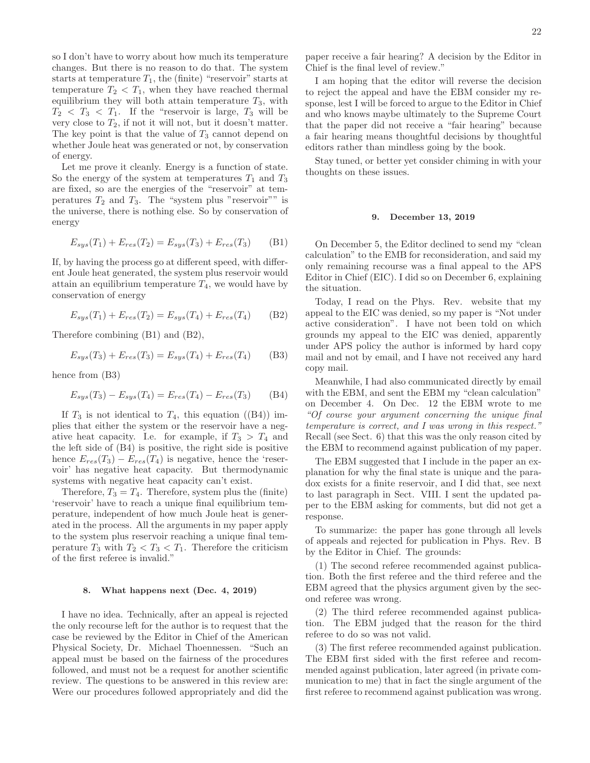so I don't have to worry about how much its temperature changes. But there is no reason to do that. The system starts at temperature $T_1$, the (finite) "reservoir" starts at temperature $T_2 < T_1$, when they have reached thermal equilibrium they will both attain temperature $T_3$, with $T_2 < T_3 < T_1$. If the "reservoir is large, $T_3$ will be very close to $T_2$, if not it will not, but it doesn't matter. The key point is that the value of $T_3$ cannot depend on whether Joule heat was generated or not, by conservation of energy.

Let me prove it cleanly. Energy is a function of state. So the energy of the system at temperatures $T_1$ and $T_3$ are fixed, so are the energies of the "reservoir" at temperatures $T_2$ and $T_3$. The "system plus "reservoir"" is the universe, there is nothing else. So by conservation of energy

$$E_{sys}(T_1) + E_{res}(T_2) = E_{sys}(T_3) + E_{res}(T_3) \qquad \text{(B1)}$$

If, by having the process go at different speed, with different Joule heat generated, the system plus reservoir would attain an equilibrium temperature $T_4$, we would have by conservation of energy

$$E_{sys}(T_1) + E_{res}(T_2) = E_{sys}(T_4) + E_{res}(T_4) \qquad \text{(B2)}$$

Therefore combining (B1) and (B2),

$$E_{sys}(T_3) + E_{res}(T_3) = E_{sys}(T_4) + E_{res}(T_4) \qquad \text{(B3)}$$

hence from (B3)

$$E_{sys}(T_3) - E_{sys}(T_4) = E_{res}(T_4) - E_{res}(T_3) \qquad \text{(B4)}$$

If $T_3$ is not identical to $T_4$, this equation ((B4)) implies that either the system or the reservoir have a negative heat capacity. I.e. for example, if $T_3 > T_4$ and the left side of (B4) is positive, the right side is positive hence $E_{res}(T_3) - E_{res}(T_4)$ is negative, hence the 'reservoir' has negative heat capacity. But thermodynamic systems with negative heat capacity can't exist.

Therefore, $T_3 = T_4$. Therefore, system plus the (finite) 'reservoir' have to reach a unique final equilibrium temperature, independent of how much Joule heat is generated in the process. All the arguments in my paper apply to the system plus reservoir reaching a unique final temperature $T_3$ with $T_2 < T_3 < T_1$. Therefore the criticism of the first referee is invalid."

#### 8. What happens next (Dec. 4, 2019)

I have no idea. Technically, after an appeal is rejected the only recourse left for the author is to request that the case be reviewed by the Editor in Chief of the American Physical Society, Dr. Michael Thoennessen. "Such an appeal must be based on the fairness of the procedures followed, and must not be a request for another scientific review. The questions to be answered in this review are: Were our procedures followed appropriately and did the paper receive a fair hearing? A decision by the Editor in Chief is the final level of review."

I am hoping that the editor will reverse the decision to reject the appeal and have the EBM consider my response, lest I will be forced to argue to the Editor in Chief and who knows maybe ultimately to the Supreme Court that the paper did not receive a "fair hearing" because a fair hearing means thoughtful decisions by thoughtful editors rather than mindless going by the book.

Stay tuned, or better yet consider chiming in with your thoughts on these issues.

#### 9. December 13, 2019

On December 5, the Editor declined to send my "clean calculation" to the EMB for reconsideration, and said my only remaining recourse was a final appeal to the APS Editor in Chief (EIC). I did so on December 6, explaining the situation.

Today, I read on the Phys. Rev. website that my appeal to the EIC was denied, so my paper is "Not under active consideration". I have not been told on which grounds my appeal to the EIC was denied, apparently under APS policy the author is informed by hard copy mail and not by email, and I have not received any hard copy mail.

Meanwhile, I had also communicated directly by email with the EBM, and sent the EBM my "clean calculation" on December 4. On Dec. 12 the EBM wrote to me *"Of course your argument concerning the unique final temperature is correct, and I was wrong in this respect."* Recall (see Sect. 6) that this was the only reason cited by the EBM to recommend against publication of my paper.

The EBM suggested that I include in the paper an explanation for why the final state is unique and the paradox exists for a finite reservoir, and I did that, see next to last paragraph in Sect. VIII. I sent the updated paper to the EBM asking for comments, but did not get a response.

To summarize: the paper has gone through all levels of appeals and rejected for publication in Phys. Rev. B by the Editor in Chief. The grounds:

(1) The second referee recommended against publication. Both the first referee and the third referee and the EBM agreed that the physics argument given by the second referee was wrong.

(2) The third referee recommended against publication. The EBM judged that the reason for the third referee to do so was not valid.

(3) The first referee recommended against publication. The EBM first sided with the first referee and recommended against publication, later agreed (in private communication to me) that in fact the single argument of the first referee to recommend against publication was wrong.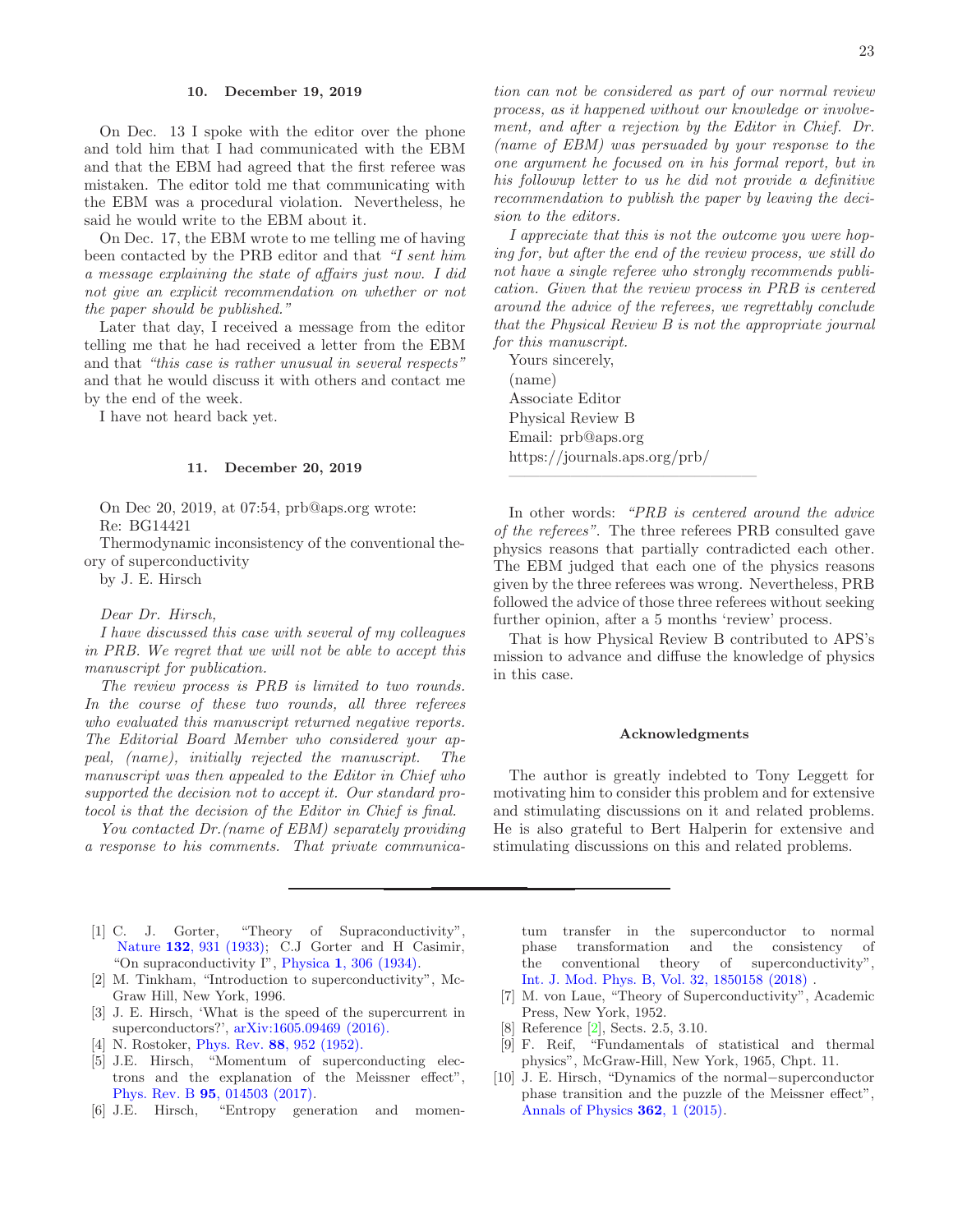## 10. December 19, 2019

On Dec. 13 I spoke with the editor over the phone and told him that I had communicated with the EBM and that the EBM had agreed that the first referee was mistaken. The editor told me that communicating with the EBM was a procedural violation. Nevertheless, he said he would write to the EBM about it.

On Dec. 17, the EBM wrote to me telling me of having been contacted by the PRB editor and that *"I sent him a message explaining the state of affairs just now. I did not give an explicit recommendation on whether or not the paper should be published."*

Later that day, I received a message from the editor telling me that he had received a letter from the EBM and that *"this case is rather unusual in several respects"* and that he would discuss it with others and contact me by the end of the week.

I have not heard back yet.

## 11. December 20, 2019

On Dec 20, 2019, at 07:54, prb@aps.org wrote:

Re: BG14421

Thermodynamic inconsistency of the conventional theory of superconductivity

by J. E. Hirsch

*Dear Dr. Hirsch,*

*I have discussed this case with several of my colleagues in PRB. We regret that we will not be able to accept this manuscript for publication.*

*The review process is PRB is limited to two rounds. In the course of these two rounds, all three referees who evaluated this manuscript returned negative reports. The Editorial Board Member who considered your appeal, (name), initially rejected the manuscript. The manuscript was then appealed to the Editor in Chief who supported the decision not to accept it. Our standard protocol is that the decision of the Editor in Chief is final.*

*You contacted Dr.(name of EBM) separately providing a response to his comments. That private communication can not be considered as part of our normal review process, as it happened without our knowledge or involvement, and after a rejection by the Editor in Chief. Dr. (name of EBM) was persuaded by your response to the one argument he focused on in his formal report, but in his followup letter to us he did not provide a definitive recommendation to publish the paper by leaving the decision to the editors.*

*I appreciate that this is not the outcome you were hoping for, but after the end of the review process, we still do not have a single referee who strongly recommends publication. Given that the review process in PRB is centered around the advice of the referees, we regrettably conclude that the Physical Review B is not the appropriate journal for this manuscript.*

Yours sincerely,

(name)

Associate Editor

Physical Review B

Email: prb@aps.org

https://journals.aps.org/prb/

---

In other words: *"PRB is centered around the advice of the referees"*. The three referees PRB consulted gave physics reasons that partially contradicted each other. The EBM judged that each one of the physics reasons given by the three referees was wrong. Nevertheless, PRB followed the advice of those three referees without seeking further opinion, after a 5 months 'review' process.

That is how Physical Review B contributed to APS's mission to advance and diffuse the knowledge of physics in this case.

### Acknowledgments

The author is greatly indebted to Tony Leggett for motivating him to consider this problem and for extensive and stimulating discussions on it and related problems. He is also grateful to Bert Halperin for extensive and stimulating discussions on this and related problems.

---

[1] C. J. Gorter, "Theory of Supraconductivity", Nature **132**, 931 (1933); C.J Gorter and H Casimir, "On supraconductivity I", Physica **1**, 306 (1934).

[2] M. Tinkham, "Introduction to superconductivity", McGraw Hill, New York, 1996.

[3] J. E. Hirsch, 'What is the speed of the supercurrent in superconductors?', arXiv:1605.09469 (2016).

[4] N. Rostoker, Phys. Rev. **88**, 952 (1952).

[5] J.E. Hirsch, "Momentum of superconducting electrons and the explanation of the Meissner effect", Phys. Rev. B **95**, 014503 (2017).

[6] J.E. Hirsch, "Entropy generation and momentum transfer in the superconductor to normal phase transformation and the consistency of the conventional theory of superconductivity", Int. J. Mod. Phys. B, Vol. 32, 1850158 (2018) .

[7] M. von Laue, "Theory of Superconductivity", Academic Press, New York, 1952.

[8] Reference [2], Sects. 2.5, 3.10.

[9] F. Reif, "Fundamentals of statistical and thermal physics", McGraw-Hill, New York, 1965, Chpt. 11.

[10] J. E. Hirsch, "Dynamics of the normal−superconductor phase transition and the puzzle of the Meissner effect", Annals of Physics **362**, 1 (2015).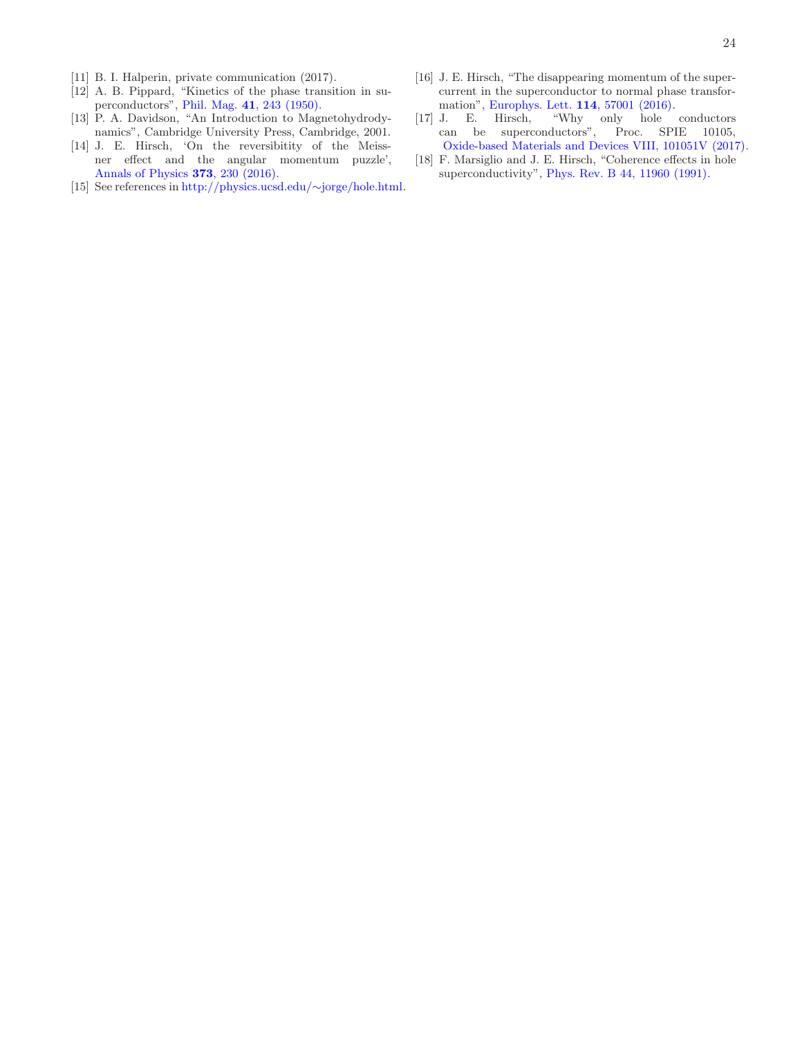[11] B. I. Halperin, private communication (2017).

[12] A. B. Pippard, "Kinetics of the phase transition in superconductors", Phil. Mag. **41**, 243 (1950).

[13] P. A. Davidson, "An Introduction to Magnetohydrodynamics", Cambridge University Press, Cambridge, 2001.

[14] J. E. Hirsch, 'On the reversibitity of the Meissner effect and the angular momentum puzzle', Annals of Physics **373**, 230 (2016).

[15] See references in http://physics.ucsd.edu/∼jorge/hole.html.

[16] J. E. Hirsch, "The disappearing momentum of the supercurrent in the superconductor to normal phase transformation", Europhys. Lett. **114**, 57001 (2016).

[17] J. E. Hirsch, "Why only hole conductors can be superconductors", Proc. SPIE 10105, Oxide-based Materials and Devices VIII, 101051V (2017).

[18] F. Marsiglio and J. E. Hirsch, "Coherence effects in hole superconductivity", Phys. Rev. B 44, 11960 (1991).